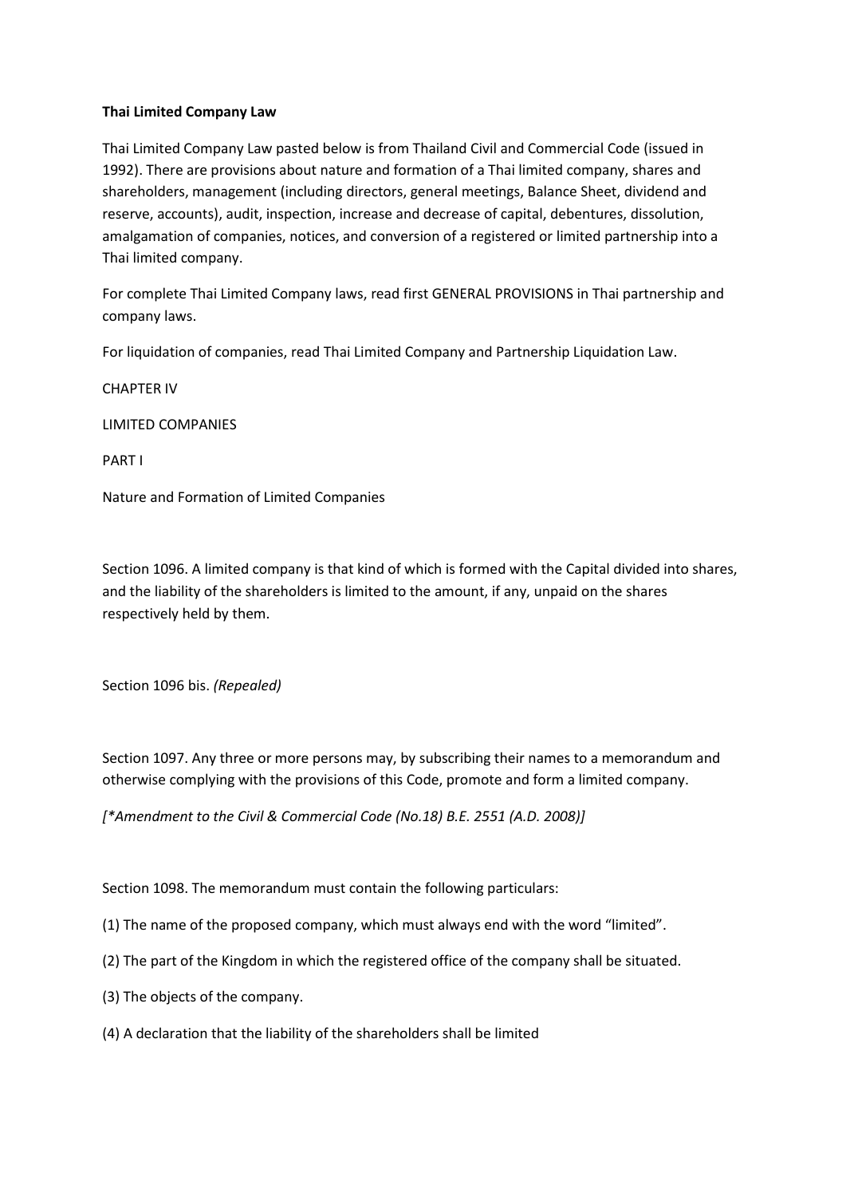**Thai Limited Company Law**

Thai Limited Company Law pasted below is from Thailand Civil and Commercial Code (issued in 1992). There are provisions about nature and formation of a Thai limited company, shares and shareholders, management (including directors, general meetings, Balance Sheet, dividend and reserve, accounts), audit, inspection, increase and decrease of capital, debentures, dissolution, amalgamation of companies, notices, and conversion of a registered or limited partnership into a Thai limited company.

For complete Thai Limited Company laws, read first GENERAL PROVISIONS in Thai partnership and company laws.

For liquidation of companies, read Thai Limited Company and Partnership Liquidation Law.

CHAPTER IV

LIMITED COMPANIES

PART I

Nature and Formation of Limited Companies

Section 1096. A limited company is that kind of which is formed with the Capital divided into shares, and the liability of the shareholders is limited to the amount, if any, unpaid on the shares respectively held by them.

Section 1096 bis. *(Repealed)*

Section 1097. Any three or more persons may, by subscribing their names to a memorandum and otherwise complying with the provisions of this Code, promote and form a limited company.

*[*Amendment to the Civil & Commercial Code (No.18) B.E. 2551 (A.D. 2008)]*

Section 1098. The memorandum must contain the following particulars:

(1) The name of the proposed company, which must always end with the word "limited".

(2) The part of the Kingdom in which the registered office of the company shall be situated.

(3) The objects of the company.

(4) A declaration that the liability of the shareholders shall be limited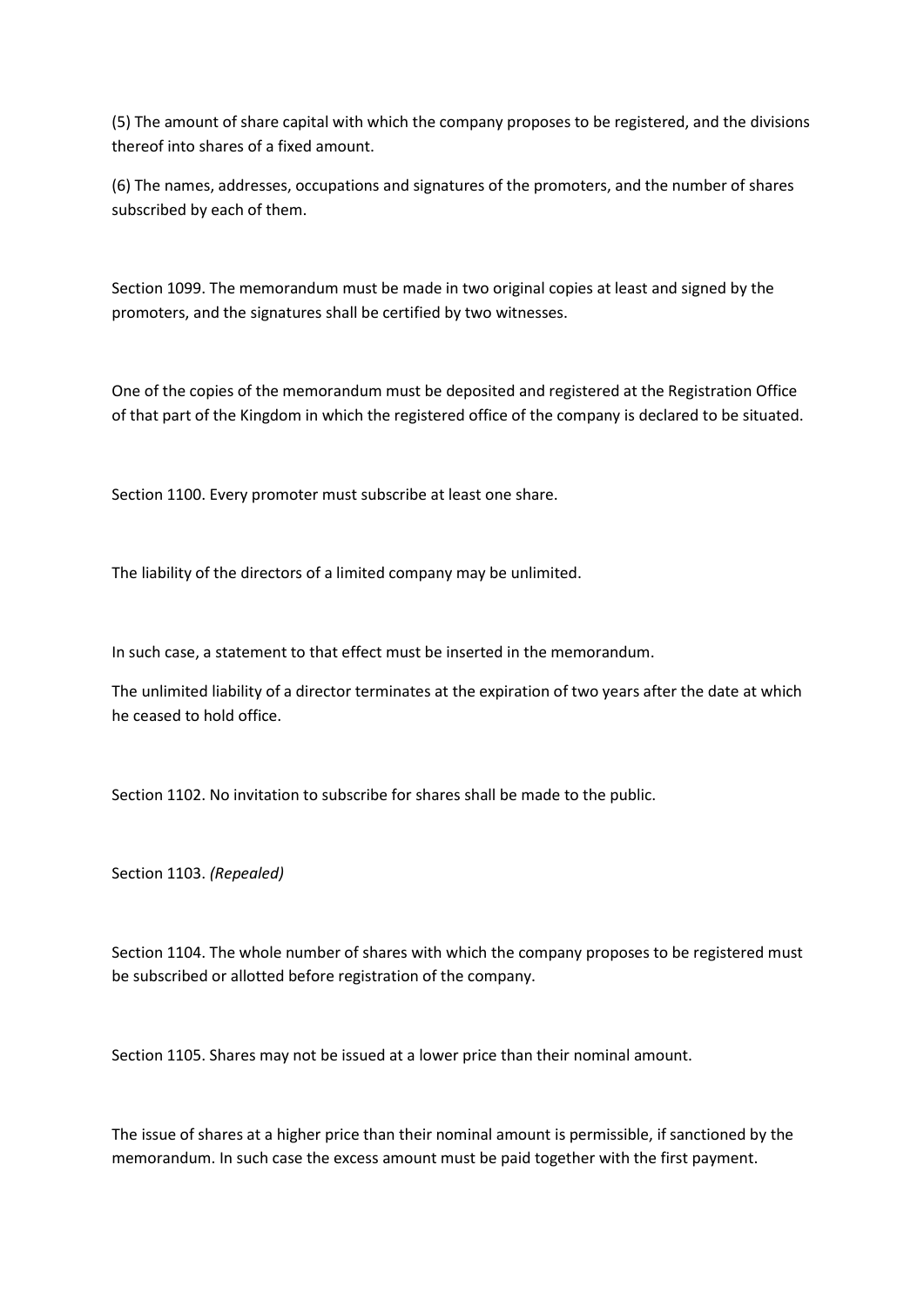(5) The amount of share capital with which the company proposes to be registered, and the divisions thereof into shares of a fixed amount.

(6) The names, addresses, occupations and signatures of the promoters, and the number of shares subscribed by each of them.

Section 1099. The memorandum must be made in two original copies at least and signed by the promoters, and the signatures shall be certified by two witnesses.

One of the copies of the memorandum must be deposited and registered at the Registration Office of that part of the Kingdom in which the registered office of the company is declared to be situated.

Section 1100. Every promoter must subscribe at least one share.

The liability of the directors of a limited company may be unlimited.

In such case, a statement to that effect must be inserted in the memorandum.

The unlimited liability of a director terminates at the expiration of two years after the date at which he ceased to hold office.

Section 1102. No invitation to subscribe for shares shall be made to the public.

Section 1103. *(Repealed)*

Section 1104. The whole number of shares with which the company proposes to be registered must be subscribed or allotted before registration of the company.

Section 1105. Shares may not be issued at a lower price than their nominal amount.

The issue of shares at a higher price than their nominal amount is permissible, if sanctioned by the memorandum. In such case the excess amount must be paid together with the first payment.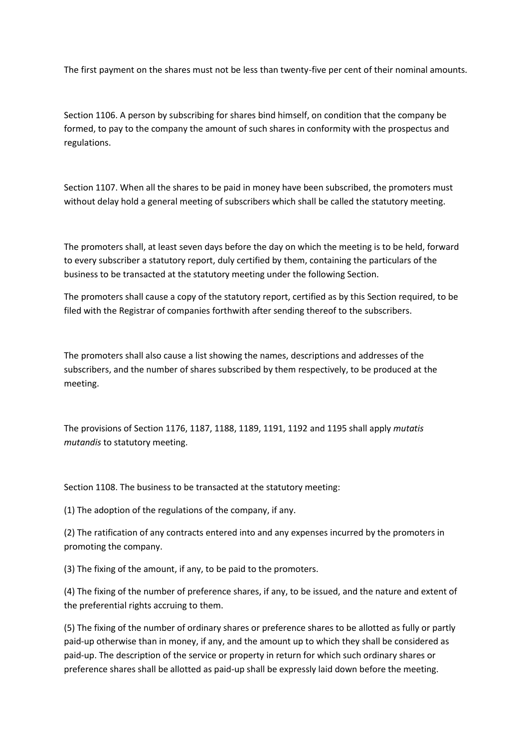The first payment on the shares must not be less than twenty-five per cent of their nominal amounts.

Section 1106. A person by subscribing for shares bind himself, on condition that the company be formed, to pay to the company the amount of such shares in conformity with the prospectus and regulations.

Section 1107. When all the shares to be paid in money have been subscribed, the promoters must without delay hold a general meeting of subscribers which shall be called the statutory meeting.

The promoters shall, at least seven days before the day on which the meeting is to be held, forward to every subscriber a statutory report, duly certified by them, containing the particulars of the business to be transacted at the statutory meeting under the following Section.

The promoters shall cause a copy of the statutory report, certified as by this Section required, to be filed with the Registrar of companies forthwith after sending thereof to the subscribers.

The promoters shall also cause a list showing the names, descriptions and addresses of the subscribers, and the number of shares subscribed by them respectively, to be produced at the meeting.

The provisions of Section 1176, 1187, 1188, 1189, 1191, 1192 and 1195 shall apply *mutatis mutandis* to statutory meeting.

Section 1108. The business to be transacted at the statutory meeting:

(1) The adoption of the regulations of the company, if any.

(2) The ratification of any contracts entered into and any expenses incurred by the promoters in promoting the company.

(3) The fixing of the amount, if any, to be paid to the promoters.

(4) The fixing of the number of preference shares, if any, to be issued, and the nature and extent of the preferential rights accruing to them.

(5) The fixing of the number of ordinary shares or preference shares to be allotted as fully or partly paid-up otherwise than in money, if any, and the amount up to which they shall be considered as paid-up. The description of the service or property in return for which such ordinary shares or preference shares shall be allotted as paid-up shall be expressly laid down before the meeting.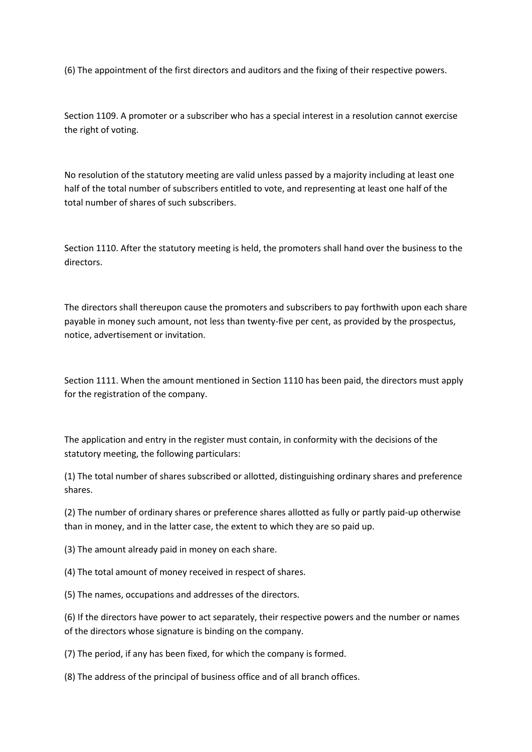(6) The appointment of the first directors and auditors and the fixing of their respective powers.

Section 1109. A promoter or a subscriber who has a special interest in a resolution cannot exercise the right of voting.

No resolution of the statutory meeting are valid unless passed by a majority including at least one half of the total number of subscribers entitled to vote, and representing at least one half of the total number of shares of such subscribers.

Section 1110. After the statutory meeting is held, the promoters shall hand over the business to the directors.

The directors shall thereupon cause the promoters and subscribers to pay forthwith upon each share payable in money such amount, not less than twenty-five per cent, as provided by the prospectus, notice, advertisement or invitation.

Section 1111. When the amount mentioned in Section 1110 has been paid, the directors must apply for the registration of the company.

The application and entry in the register must contain, in conformity with the decisions of the statutory meeting, the following particulars:

(1) The total number of shares subscribed or allotted, distinguishing ordinary shares and preference shares.

(2) The number of ordinary shares or preference shares allotted as fully or partly paid-up otherwise than in money, and in the latter case, the extent to which they are so paid up.

(3) The amount already paid in money on each share.

(4) The total amount of money received in respect of shares.

(5) The names, occupations and addresses of the directors.

(6) If the directors have power to act separately, their respective powers and the number or names of the directors whose signature is binding on the company.

(7) The period, if any has been fixed, for which the company is formed.

(8) The address of the principal of business office and of all branch offices.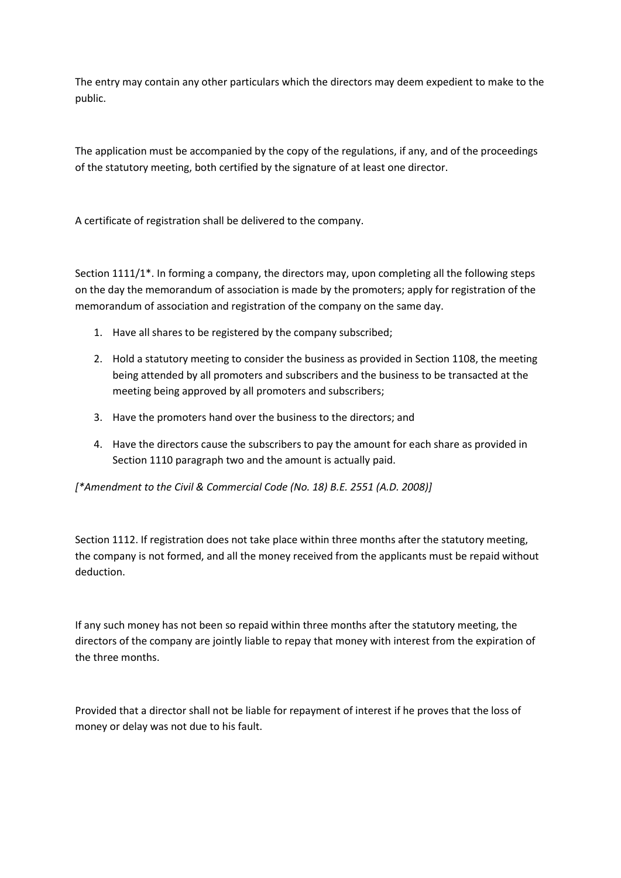The entry may contain any other particulars which the directors may deem expedient to make to the public.

The application must be accompanied by the copy of the regulations, if any, and of the proceedings of the statutory meeting, both certified by the signature of at least one director.

A certificate of registration shall be delivered to the company.

Section 1111/1*. In forming a company, the directors may, upon completing all the following steps on the day the memorandum of association is made by the promoters; apply for registration of the memorandum of association and registration of the company on the same day.

1. Have all shares to be registered by the company subscribed;
2. Hold a statutory meeting to consider the business as provided in Section 1108, the meeting being attended by all promoters and subscribers and the business to be transacted at the meeting being approved by all promoters and subscribers;
3. Have the promoters hand over the business to the directors; and
4. Have the directors cause the subscribers to pay the amount for each share as provided in Section 1110 paragraph two and the amount is actually paid.

*[*Amendment to the Civil & Commercial Code (No. 18) B.E. 2551 (A.D. 2008)]*

Section 1112. If registration does not take place within three months after the statutory meeting, the company is not formed, and all the money received from the applicants must be repaid without deduction.

If any such money has not been so repaid within three months after the statutory meeting, the directors of the company are jointly liable to repay that money with interest from the expiration of the three months.

Provided that a director shall not be liable for repayment of interest if he proves that the loss of money or delay was not due to his fault.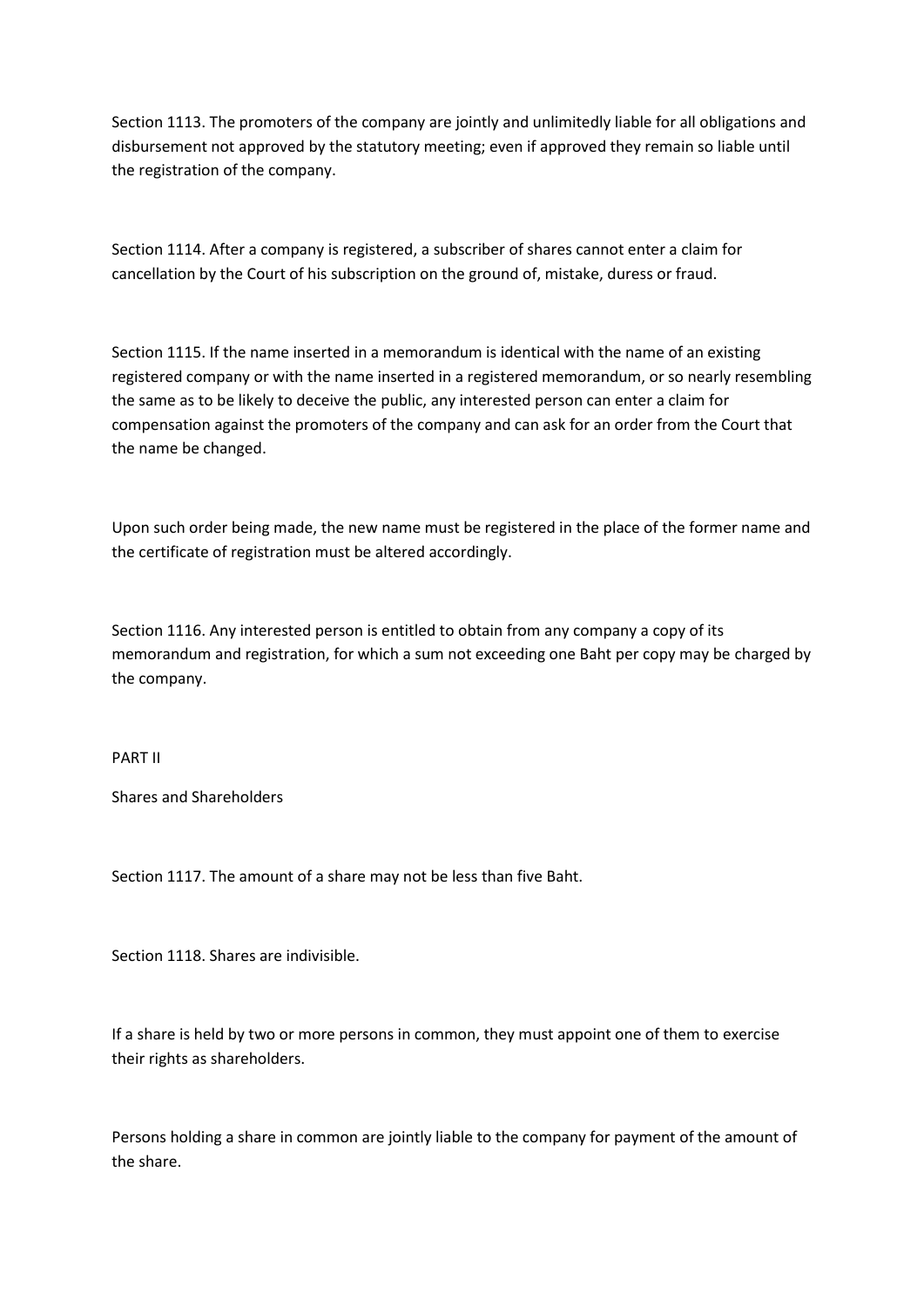Section 1113. The promoters of the company are jointly and unlimitedly liable for all obligations and disbursement not approved by the statutory meeting; even if approved they remain so liable until the registration of the company.

Section 1114. After a company is registered, a subscriber of shares cannot enter a claim for cancellation by the Court of his subscription on the ground of, mistake, duress or fraud.

Section 1115. If the name inserted in a memorandum is identical with the name of an existing registered company or with the name inserted in a registered memorandum, or so nearly resembling the same as to be likely to deceive the public, any interested person can enter a claim for compensation against the promoters of the company and can ask for an order from the Court that the name be changed.

Upon such order being made, the new name must be registered in the place of the former name and the certificate of registration must be altered accordingly.

Section 1116. Any interested person is entitled to obtain from any company a copy of its memorandum and registration, for which a sum not exceeding one Baht per copy may be charged by the company.

## PART II

## Shares and Shareholders

Section 1117. The amount of a share may not be less than five Baht.

Section 1118. Shares are indivisible.

If a share is held by two or more persons in common, they must appoint one of them to exercise their rights as shareholders.

Persons holding a share in common are jointly liable to the company for payment of the amount of the share.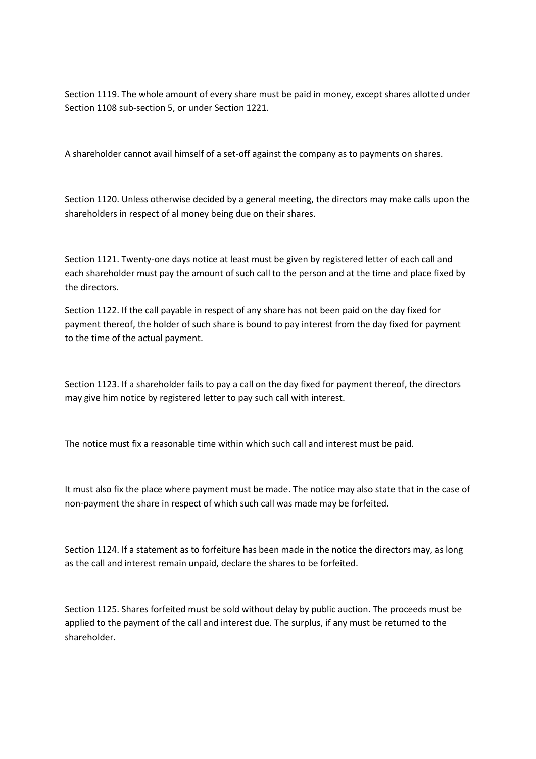Section 1119. The whole amount of every share must be paid in money, except shares allotted under Section 1108 sub-section 5, or under Section 1221.

A shareholder cannot avail himself of a set-off against the company as to payments on shares.

Section 1120. Unless otherwise decided by a general meeting, the directors may make calls upon the shareholders in respect of al money being due on their shares.

Section 1121. Twenty-one days notice at least must be given by registered letter of each call and each shareholder must pay the amount of such call to the person and at the time and place fixed by the directors.

Section 1122. If the call payable in respect of any share has not been paid on the day fixed for payment thereof, the holder of such share is bound to pay interest from the day fixed for payment to the time of the actual payment.

Section 1123. If a shareholder fails to pay a call on the day fixed for payment thereof, the directors may give him notice by registered letter to pay such call with interest.

The notice must fix a reasonable time within which such call and interest must be paid.

It must also fix the place where payment must be made. The notice may also state that in the case of non-payment the share in respect of which such call was made may be forfeited.

Section 1124. If a statement as to forfeiture has been made in the notice the directors may, as long as the call and interest remain unpaid, declare the shares to be forfeited.

Section 1125. Shares forfeited must be sold without delay by public auction. The proceeds must be applied to the payment of the call and interest due. The surplus, if any must be returned to the shareholder.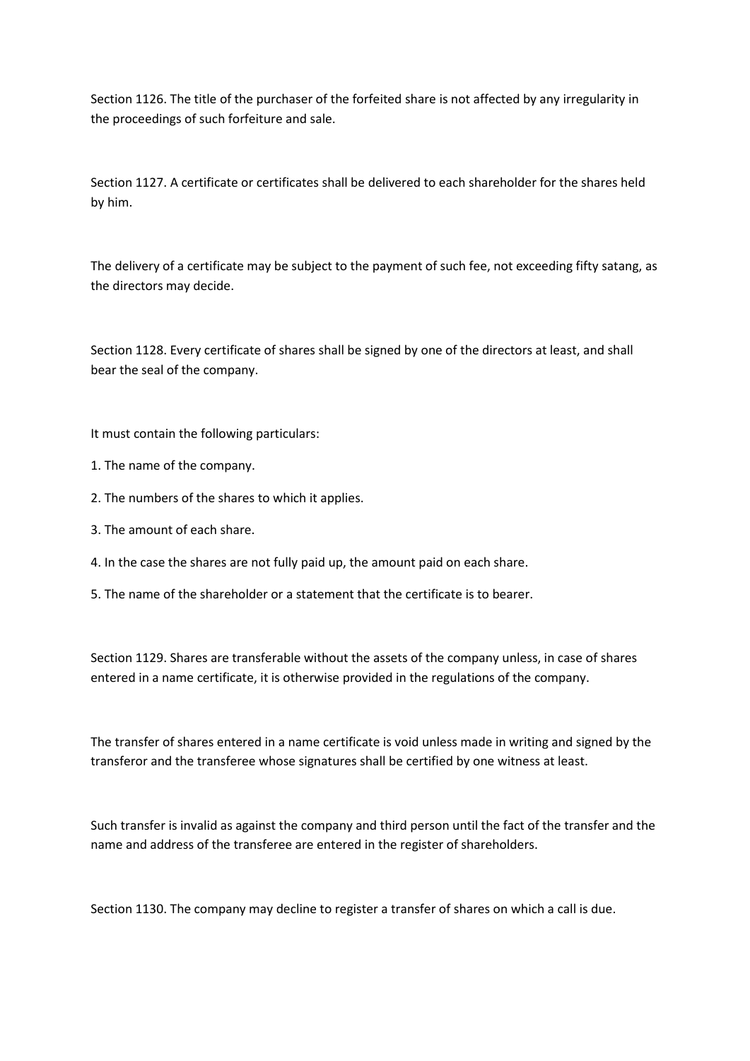Section 1126. The title of the purchaser of the forfeited share is not affected by any irregularity in the proceedings of such forfeiture and sale.

Section 1127. A certificate or certificates shall be delivered to each shareholder for the shares held by him.

The delivery of a certificate may be subject to the payment of such fee, not exceeding fifty satang, as the directors may decide.

Section 1128. Every certificate of shares shall be signed by one of the directors at least, and shall bear the seal of the company.

It must contain the following particulars:

1. The name of the company.
2. The numbers of the shares to which it applies.
3. The amount of each share.
4. In the case the shares are not fully paid up, the amount paid on each share.
5. The name of the shareholder or a statement that the certificate is to bearer.

Section 1129. Shares are transferable without the assets of the company unless, in case of shares entered in a name certificate, it is otherwise provided in the regulations of the company.

The transfer of shares entered in a name certificate is void unless made in writing and signed by the transferor and the transferee whose signatures shall be certified by one witness at least.

Such transfer is invalid as against the company and third person until the fact of the transfer and the name and address of the transferee are entered in the register of shareholders.

Section 1130. The company may decline to register a transfer of shares on which a call is due.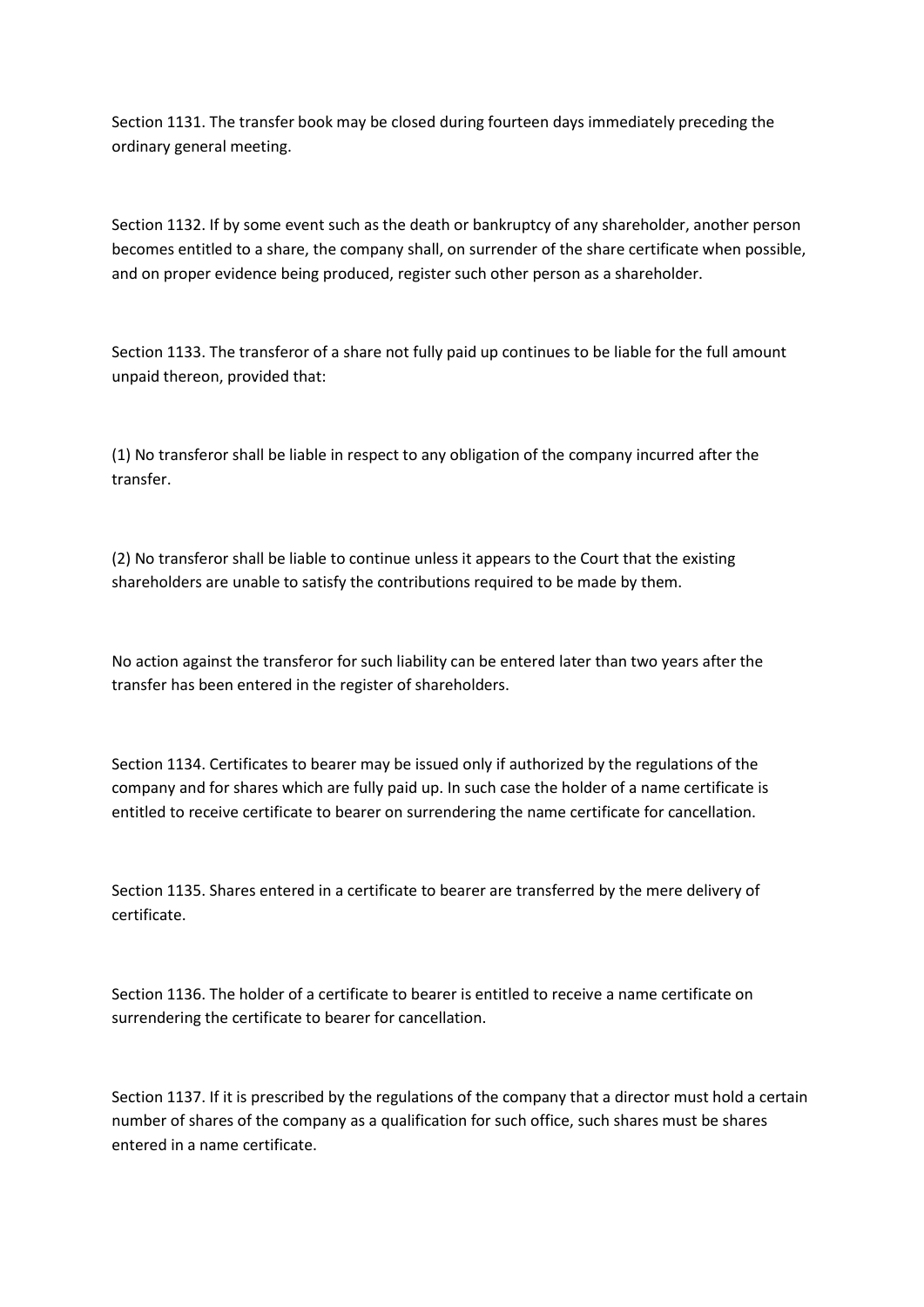Section 1131. The transfer book may be closed during fourteen days immediately preceding the ordinary general meeting.

Section 1132. If by some event such as the death or bankruptcy of any shareholder, another person becomes entitled to a share, the company shall, on surrender of the share certificate when possible, and on proper evidence being produced, register such other person as a shareholder.

Section 1133. The transferor of a share not fully paid up continues to be liable for the full amount unpaid thereon, provided that:

(1) No transferor shall be liable in respect to any obligation of the company incurred after the transfer.

(2) No transferor shall be liable to continue unless it appears to the Court that the existing shareholders are unable to satisfy the contributions required to be made by them.

No action against the transferor for such liability can be entered later than two years after the transfer has been entered in the register of shareholders.

Section 1134. Certificates to bearer may be issued only if authorized by the regulations of the company and for shares which are fully paid up. In such case the holder of a name certificate is entitled to receive certificate to bearer on surrendering the name certificate for cancellation.

Section 1135. Shares entered in a certificate to bearer are transferred by the mere delivery of certificate.

Section 1136. The holder of a certificate to bearer is entitled to receive a name certificate on surrendering the certificate to bearer for cancellation.

Section 1137. If it is prescribed by the regulations of the company that a director must hold a certain number of shares of the company as a qualification for such office, such shares must be shares entered in a name certificate.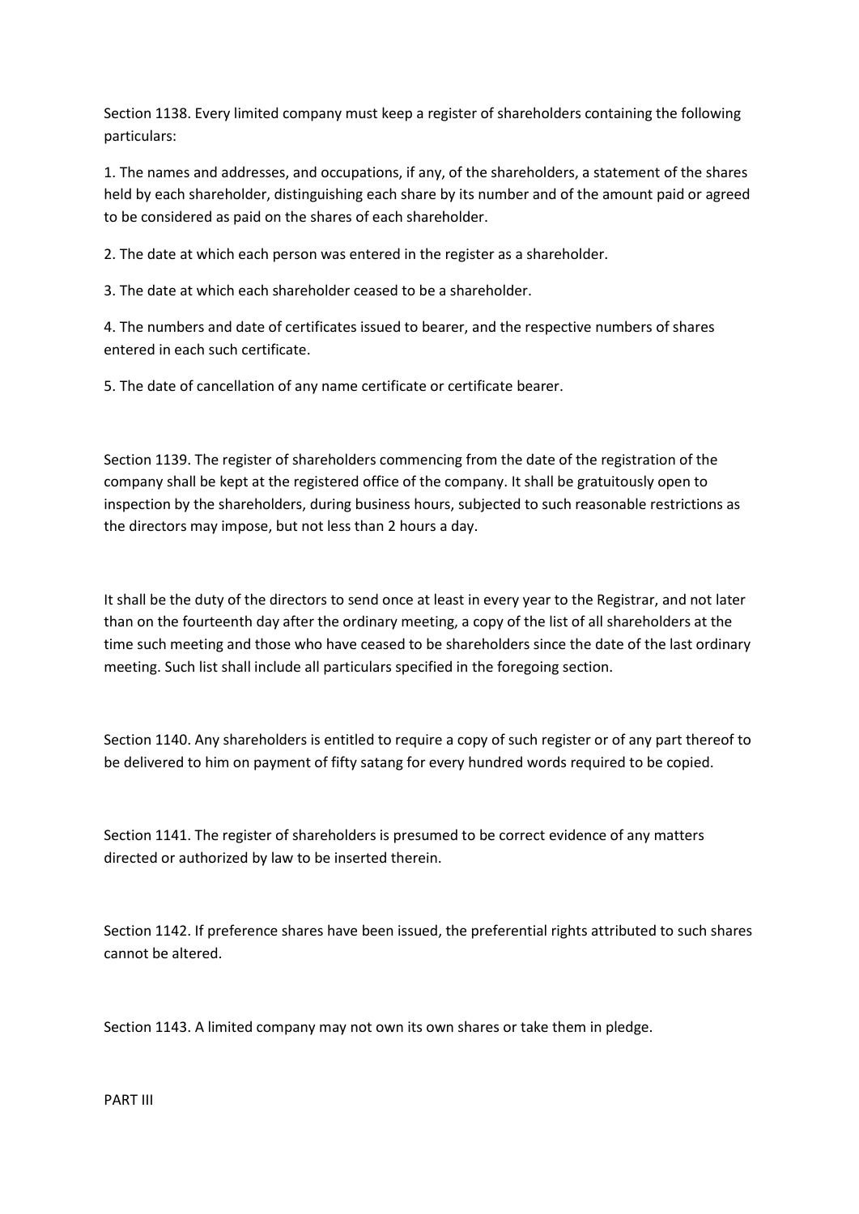Section 1138. Every limited company must keep a register of shareholders containing the following particulars:

1. The names and addresses, and occupations, if any, of the shareholders, a statement of the shares held by each shareholder, distinguishing each share by its number and of the amount paid or agreed to be considered as paid on the shares of each shareholder.

2. The date at which each person was entered in the register as a shareholder.

3. The date at which each shareholder ceased to be a shareholder.

4. The numbers and date of certificates issued to bearer, and the respective numbers of shares entered in each such certificate.

5. The date of cancellation of any name certificate or certificate bearer.

Section 1139. The register of shareholders commencing from the date of the registration of the company shall be kept at the registered office of the company. It shall be gratuitously open to inspection by the shareholders, during business hours, subjected to such reasonable restrictions as the directors may impose, but not less than 2 hours a day.

It shall be the duty of the directors to send once at least in every year to the Registrar, and not later than on the fourteenth day after the ordinary meeting, a copy of the list of all shareholders at the time such meeting and those who have ceased to be shareholders since the date of the last ordinary meeting. Such list shall include all particulars specified in the foregoing section.

Section 1140. Any shareholders is entitled to require a copy of such register or of any part thereof to be delivered to him on payment of fifty satang for every hundred words required to be copied.

Section 1141. The register of shareholders is presumed to be correct evidence of any matters directed or authorized by law to be inserted therein.

Section 1142. If preference shares have been issued, the preferential rights attributed to such shares cannot be altered.

Section 1143. A limited company may not own its own shares or take them in pledge.

PART III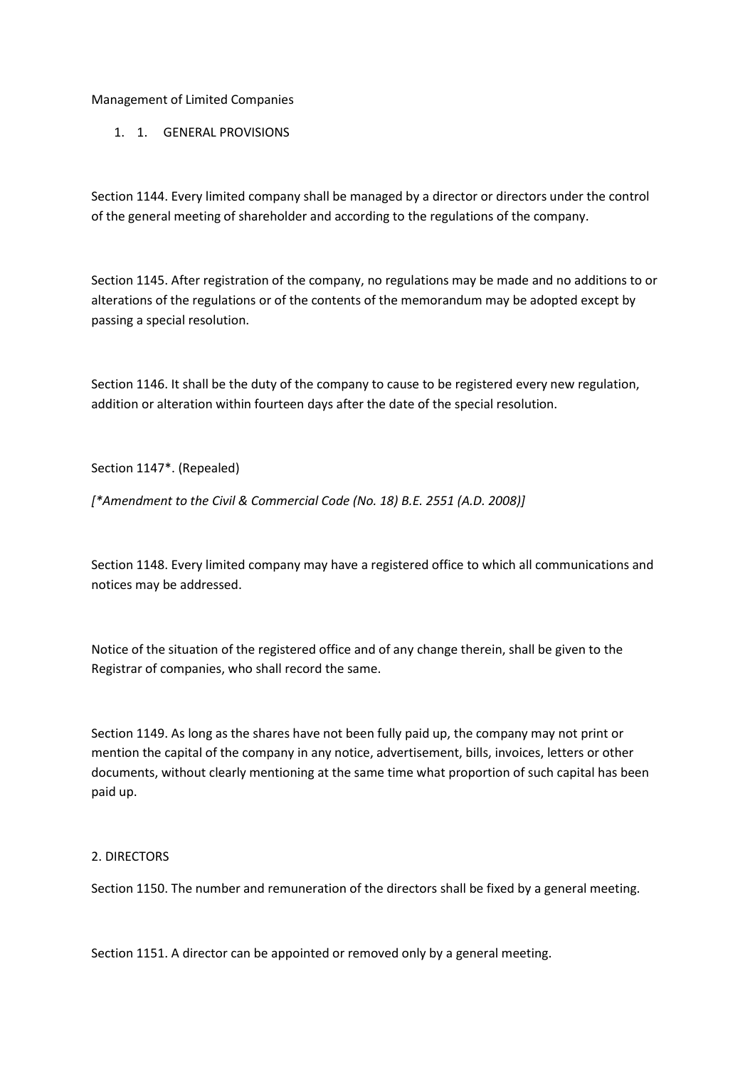Management of Limited Companies

1. 1. GENERAL PROVISIONS

Section 1144. Every limited company shall be managed by a director or directors under the control of the general meeting of shareholder and according to the regulations of the company.

Section 1145. After registration of the company, no regulations may be made and no additions to or alterations of the regulations or of the contents of the memorandum may be adopted except by passing a special resolution.

Section 1146. It shall be the duty of the company to cause to be registered every new regulation, addition or alteration within fourteen days after the date of the special resolution.

Section 1147*. (Repealed)

*[*Amendment to the Civil & Commercial Code (No. 18) B.E. 2551 (A.D. 2008)]*

Section 1148. Every limited company may have a registered office to which all communications and notices may be addressed.

Notice of the situation of the registered office and of any change therein, shall be given to the Registrar of companies, who shall record the same.

Section 1149. As long as the shares have not been fully paid up, the company may not print or mention the capital of the company in any notice, advertisement, bills, invoices, letters or other documents, without clearly mentioning at the same time what proportion of such capital has been paid up.

2. DIRECTORS

Section 1150. The number and remuneration of the directors shall be fixed by a general meeting.

Section 1151. A director can be appointed or removed only by a general meeting.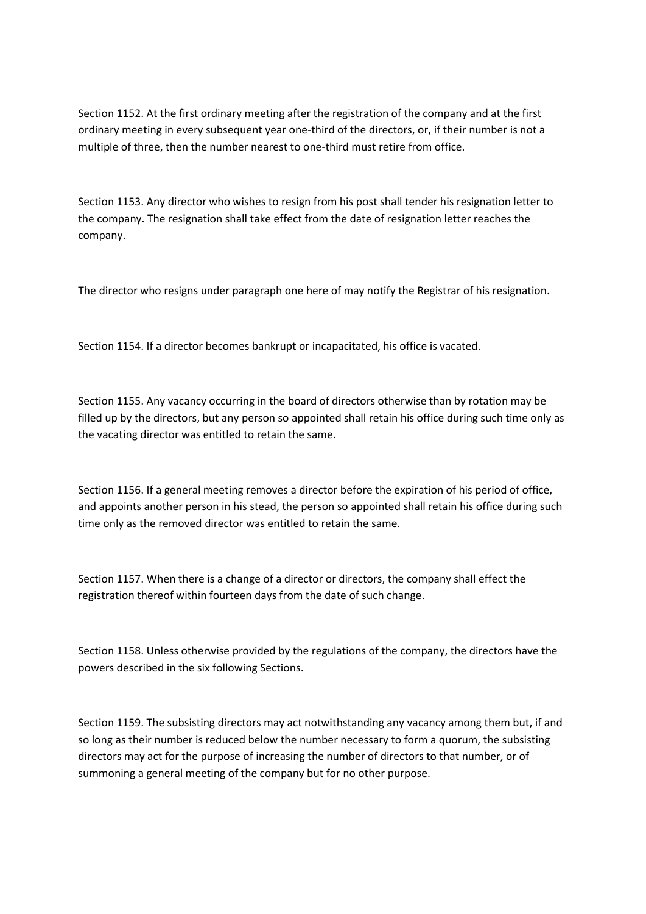Section 1152. At the first ordinary meeting after the registration of the company and at the first ordinary meeting in every subsequent year one-third of the directors, or, if their number is not a multiple of three, then the number nearest to one-third must retire from office.

Section 1153. Any director who wishes to resign from his post shall tender his resignation letter to the company. The resignation shall take effect from the date of resignation letter reaches the company.

The director who resigns under paragraph one here of may notify the Registrar of his resignation.

Section 1154. If a director becomes bankrupt or incapacitated, his office is vacated.

Section 1155. Any vacancy occurring in the board of directors otherwise than by rotation may be filled up by the directors, but any person so appointed shall retain his office during such time only as the vacating director was entitled to retain the same.

Section 1156. If a general meeting removes a director before the expiration of his period of office, and appoints another person in his stead, the person so appointed shall retain his office during such time only as the removed director was entitled to retain the same.

Section 1157. When there is a change of a director or directors, the company shall effect the registration thereof within fourteen days from the date of such change.

Section 1158. Unless otherwise provided by the regulations of the company, the directors have the powers described in the six following Sections.

Section 1159. The subsisting directors may act notwithstanding any vacancy among them but, if and so long as their number is reduced below the number necessary to form a quorum, the subsisting directors may act for the purpose of increasing the number of directors to that number, or of summoning a general meeting of the company but for no other purpose.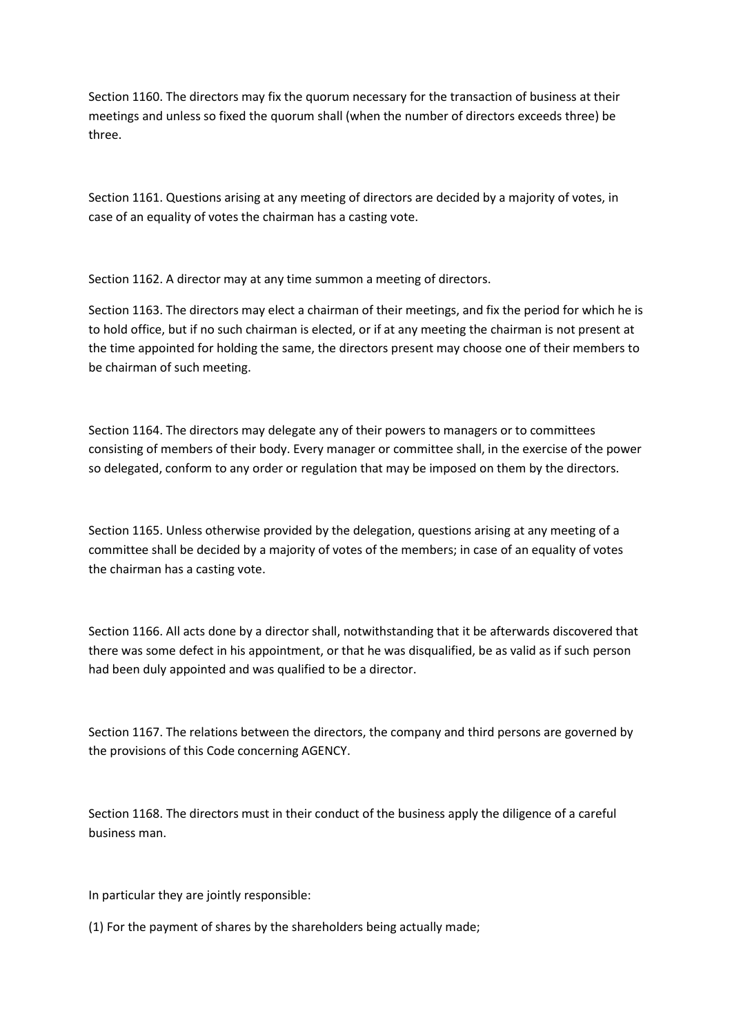Section 1160. The directors may fix the quorum necessary for the transaction of business at their meetings and unless so fixed the quorum shall (when the number of directors exceeds three) be three.

Section 1161. Questions arising at any meeting of directors are decided by a majority of votes, in case of an equality of votes the chairman has a casting vote.

Section 1162. A director may at any time summon a meeting of directors.

Section 1163. The directors may elect a chairman of their meetings, and fix the period for which he is to hold office, but if no such chairman is elected, or if at any meeting the chairman is not present at the time appointed for holding the same, the directors present may choose one of their members to be chairman of such meeting.

Section 1164. The directors may delegate any of their powers to managers or to committees consisting of members of their body. Every manager or committee shall, in the exercise of the power so delegated, conform to any order or regulation that may be imposed on them by the directors.

Section 1165. Unless otherwise provided by the delegation, questions arising at any meeting of a committee shall be decided by a majority of votes of the members; in case of an equality of votes the chairman has a casting vote.

Section 1166. All acts done by a director shall, notwithstanding that it be afterwards discovered that there was some defect in his appointment, or that he was disqualified, be as valid as if such person had been duly appointed and was qualified to be a director.

Section 1167. The relations between the directors, the company and third persons are governed by the provisions of this Code concerning AGENCY.

Section 1168. The directors must in their conduct of the business apply the diligence of a careful business man.

In particular they are jointly responsible:

(1) For the payment of shares by the shareholders being actually made;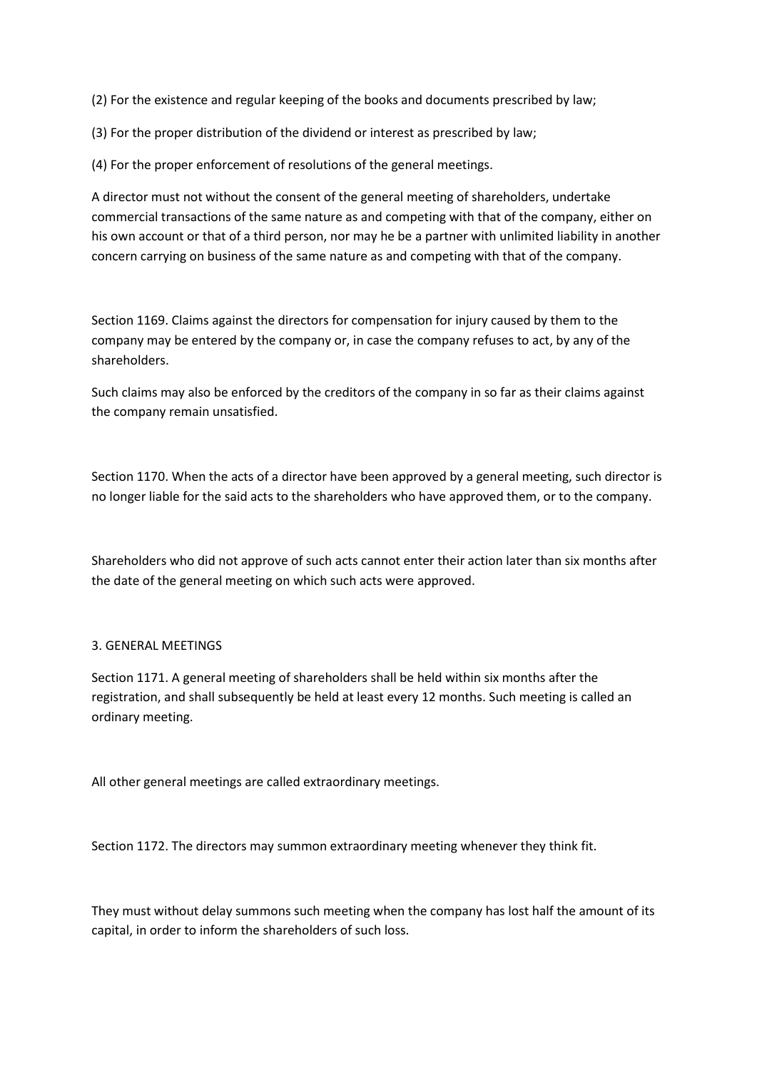(2) For the existence and regular keeping of the books and documents prescribed by law;

(3) For the proper distribution of the dividend or interest as prescribed by law;

(4) For the proper enforcement of resolutions of the general meetings.

A director must not without the consent of the general meeting of shareholders, undertake commercial transactions of the same nature as and competing with that of the company, either on his own account or that of a third person, nor may he be a partner with unlimited liability in another concern carrying on business of the same nature as and competing with that of the company.

Section 1169. Claims against the directors for compensation for injury caused by them to the company may be entered by the company or, in case the company refuses to act, by any of the shareholders.

Such claims may also be enforced by the creditors of the company in so far as their claims against the company remain unsatisfied.

Section 1170. When the acts of a director have been approved by a general meeting, such director is no longer liable for the said acts to the shareholders who have approved them, or to the company.

Shareholders who did not approve of such acts cannot enter their action later than six months after the date of the general meeting on which such acts were approved.

### 3. GENERAL MEETINGS

Section 1171. A general meeting of shareholders shall be held within six months after the registration, and shall subsequently be held at least every 12 months. Such meeting is called an ordinary meeting.

All other general meetings are called extraordinary meetings.

Section 1172. The directors may summon extraordinary meeting whenever they think fit.

They must without delay summons such meeting when the company has lost half the amount of its capital, in order to inform the shareholders of such loss.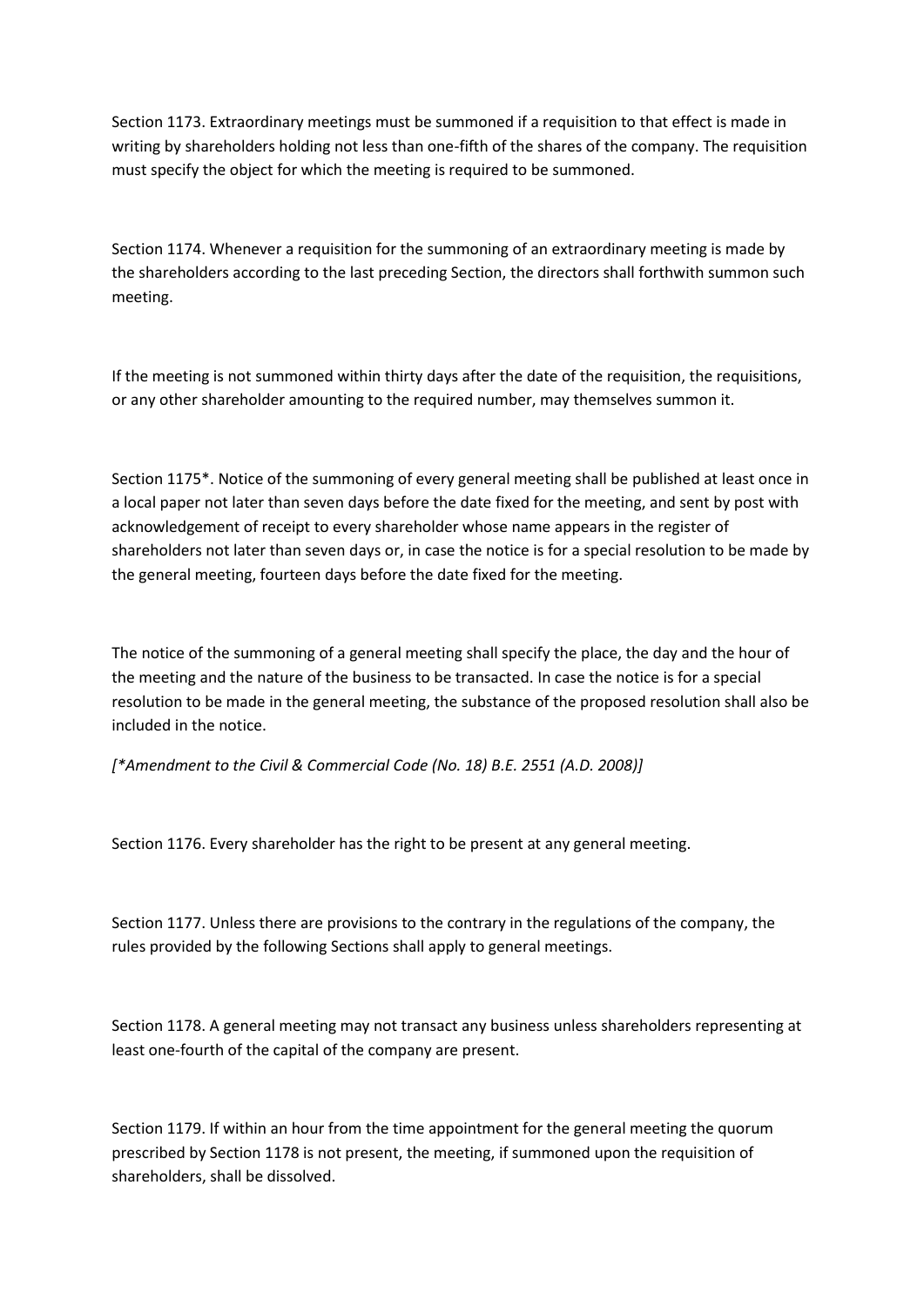Section 1173. Extraordinary meetings must be summoned if a requisition to that effect is made in writing by shareholders holding not less than one-fifth of the shares of the company. The requisition must specify the object for which the meeting is required to be summoned.

Section 1174. Whenever a requisition for the summoning of an extraordinary meeting is made by the shareholders according to the last preceding Section, the directors shall forthwith summon such meeting.

If the meeting is not summoned within thirty days after the date of the requisition, the requisitions, or any other shareholder amounting to the required number, may themselves summon it.

Section 1175*. Notice of the summoning of every general meeting shall be published at least once in a local paper not later than seven days before the date fixed for the meeting, and sent by post with acknowledgement of receipt to every shareholder whose name appears in the register of shareholders not later than seven days or, in case the notice is for a special resolution to be made by the general meeting, fourteen days before the date fixed for the meeting.

The notice of the summoning of a general meeting shall specify the place, the day and the hour of the meeting and the nature of the business to be transacted. In case the notice is for a special resolution to be made in the general meeting, the substance of the proposed resolution shall also be included in the notice.

*[*Amendment to the Civil & Commercial Code (No. 18) B.E. 2551 (A.D. 2008)]*

Section 1176. Every shareholder has the right to be present at any general meeting.

Section 1177. Unless there are provisions to the contrary in the regulations of the company, the rules provided by the following Sections shall apply to general meetings.

Section 1178. A general meeting may not transact any business unless shareholders representing at least one-fourth of the capital of the company are present.

Section 1179. If within an hour from the time appointment for the general meeting the quorum prescribed by Section 1178 is not present, the meeting, if summoned upon the requisition of shareholders, shall be dissolved.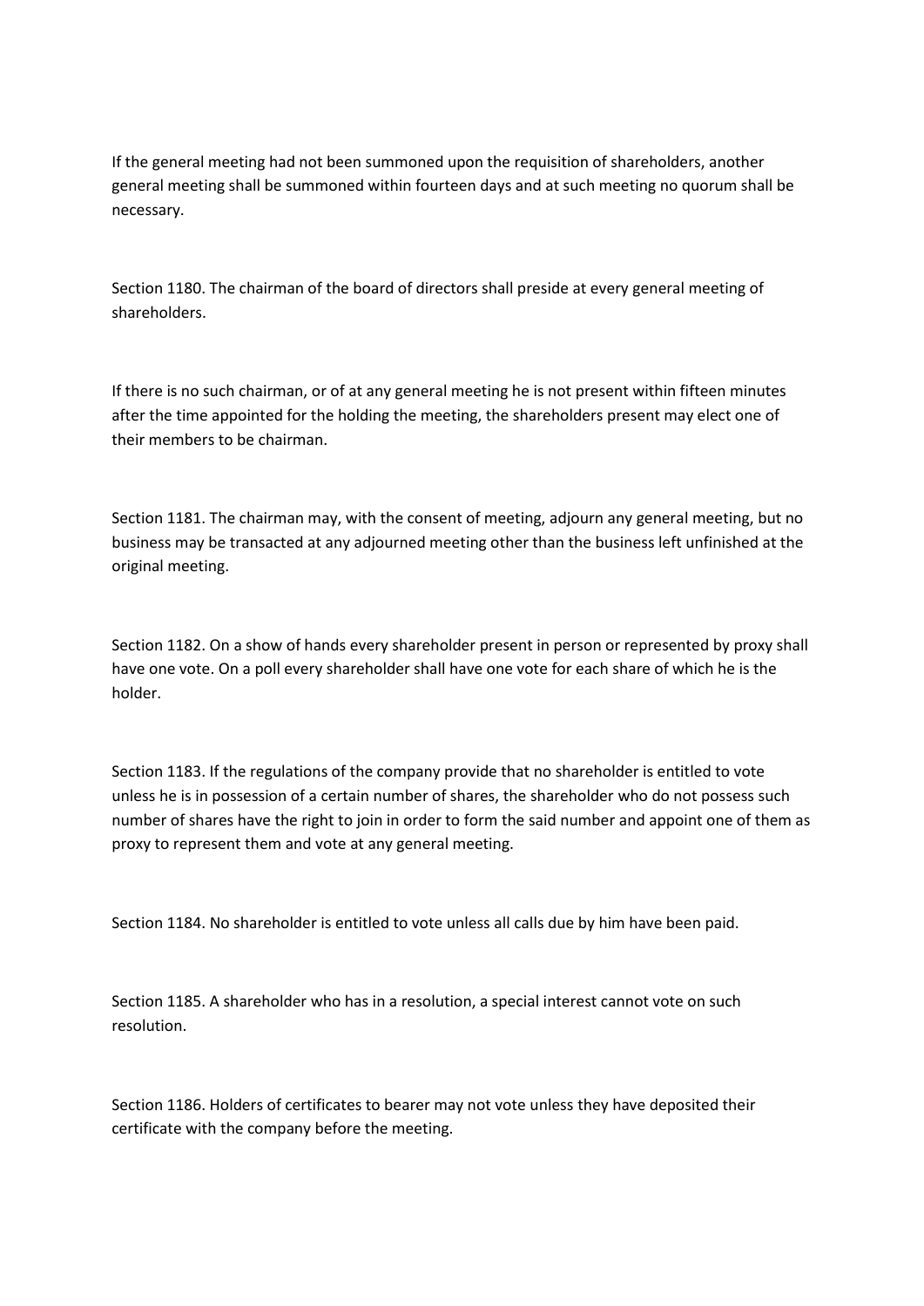If the general meeting had not been summoned upon the requisition of shareholders, another general meeting shall be summoned within fourteen days and at such meeting no quorum shall be necessary.

Section 1180. The chairman of the board of directors shall preside at every general meeting of shareholders.

If there is no such chairman, or of at any general meeting he is not present within fifteen minutes after the time appointed for the holding the meeting, the shareholders present may elect one of their members to be chairman.

Section 1181. The chairman may, with the consent of meeting, adjourn any general meeting, but no business may be transacted at any adjourned meeting other than the business left unfinished at the original meeting.

Section 1182. On a show of hands every shareholder present in person or represented by proxy shall have one vote. On a poll every shareholder shall have one vote for each share of which he is the holder.

Section 1183. If the regulations of the company provide that no shareholder is entitled to vote unless he is in possession of a certain number of shares, the shareholder who do not possess such number of shares have the right to join in order to form the said number and appoint one of them as proxy to represent them and vote at any general meeting.

Section 1184. No shareholder is entitled to vote unless all calls due by him have been paid.

Section 1185. A shareholder who has in a resolution, a special interest cannot vote on such resolution.

Section 1186. Holders of certificates to bearer may not vote unless they have deposited their certificate with the company before the meeting.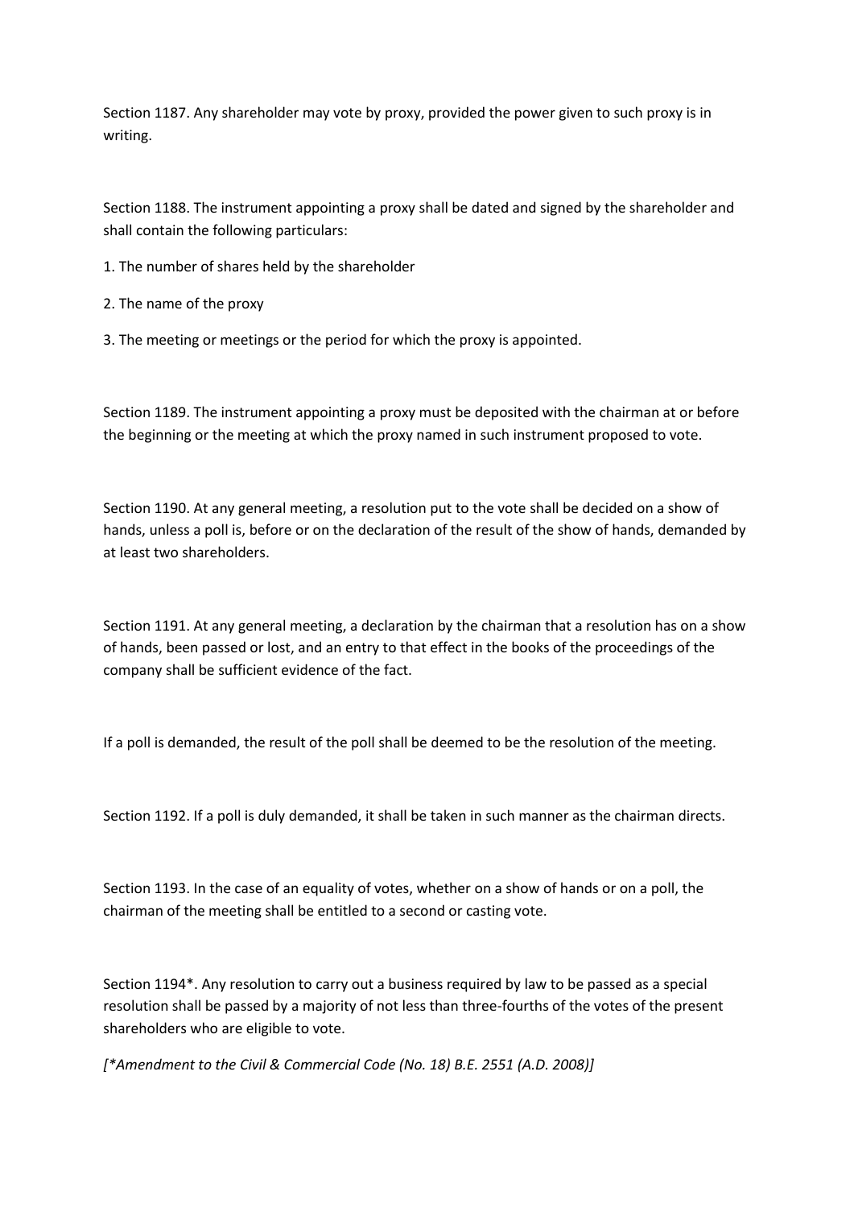Section 1187. Any shareholder may vote by proxy, provided the power given to such proxy is in writing.

Section 1188. The instrument appointing a proxy shall be dated and signed by the shareholder and shall contain the following particulars:

1. The number of shares held by the shareholder
2. The name of the proxy
3. The meeting or meetings or the period for which the proxy is appointed.

Section 1189. The instrument appointing a proxy must be deposited with the chairman at or before the beginning or the meeting at which the proxy named in such instrument proposed to vote.

Section 1190. At any general meeting, a resolution put to the vote shall be decided on a show of hands, unless a poll is, before or on the declaration of the result of the show of hands, demanded by at least two shareholders.

Section 1191. At any general meeting, a declaration by the chairman that a resolution has on a show of hands, been passed or lost, and an entry to that effect in the books of the proceedings of the company shall be sufficient evidence of the fact.

If a poll is demanded, the result of the poll shall be deemed to be the resolution of the meeting.

Section 1192. If a poll is duly demanded, it shall be taken in such manner as the chairman directs.

Section 1193. In the case of an equality of votes, whether on a show of hands or on a poll, the chairman of the meeting shall be entitled to a second or casting vote.

Section 1194*. Any resolution to carry out a business required by law to be passed as a special resolution shall be passed by a majority of not less than three-fourths of the votes of the present shareholders who are eligible to vote.

*[*Amendment to the Civil & Commercial Code (No. 18) B.E. 2551 (A.D. 2008)]*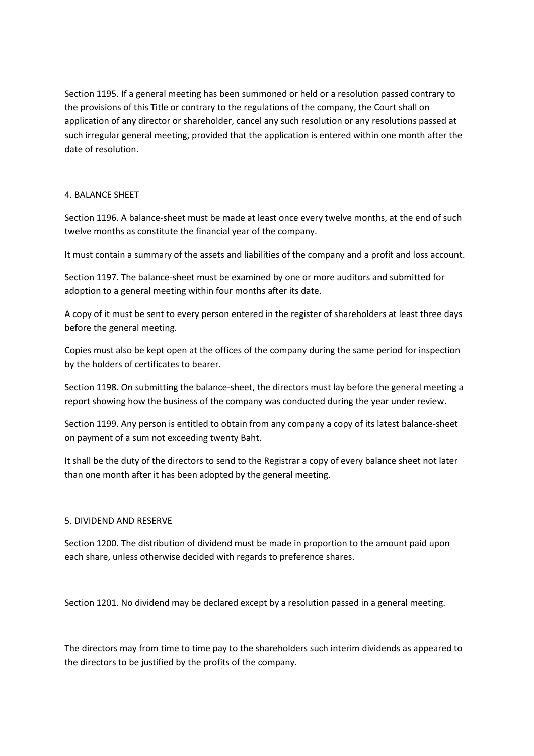Section 1195. If a general meeting has been summoned or held or a resolution passed contrary to the provisions of this Title or contrary to the regulations of the company, the Court shall on application of any director or shareholder, cancel any such resolution or any resolutions passed at such irregular general meeting, provided that the application is entered within one month after the date of resolution.

## 4. BALANCE SHEET

Section 1196. A balance-sheet must be made at least once every twelve months, at the end of such twelve months as constitute the financial year of the company.

It must contain a summary of the assets and liabilities of the company and a profit and loss account.

Section 1197. The balance-sheet must be examined by one or more auditors and submitted for adoption to a general meeting within four months after its date.

A copy of it must be sent to every person entered in the register of shareholders at least three days before the general meeting.

Copies must also be kept open at the offices of the company during the same period for inspection by the holders of certificates to bearer.

Section 1198. On submitting the balance-sheet, the directors must lay before the general meeting a report showing how the business of the company was conducted during the year under review.

Section 1199. Any person is entitled to obtain from any company a copy of its latest balance-sheet on payment of a sum not exceeding twenty Baht.

It shall be the duty of the directors to send to the Registrar a copy of every balance sheet not later than one month after it has been adopted by the general meeting.

## 5. DIVIDEND AND RESERVE

Section 1200. The distribution of dividend must be made in proportion to the amount paid upon each share, unless otherwise decided with regards to preference shares.

Section 1201. No dividend may be declared except by a resolution passed in a general meeting.

The directors may from time to time pay to the shareholders such interim dividends as appeared to the directors to be justified by the profits of the company.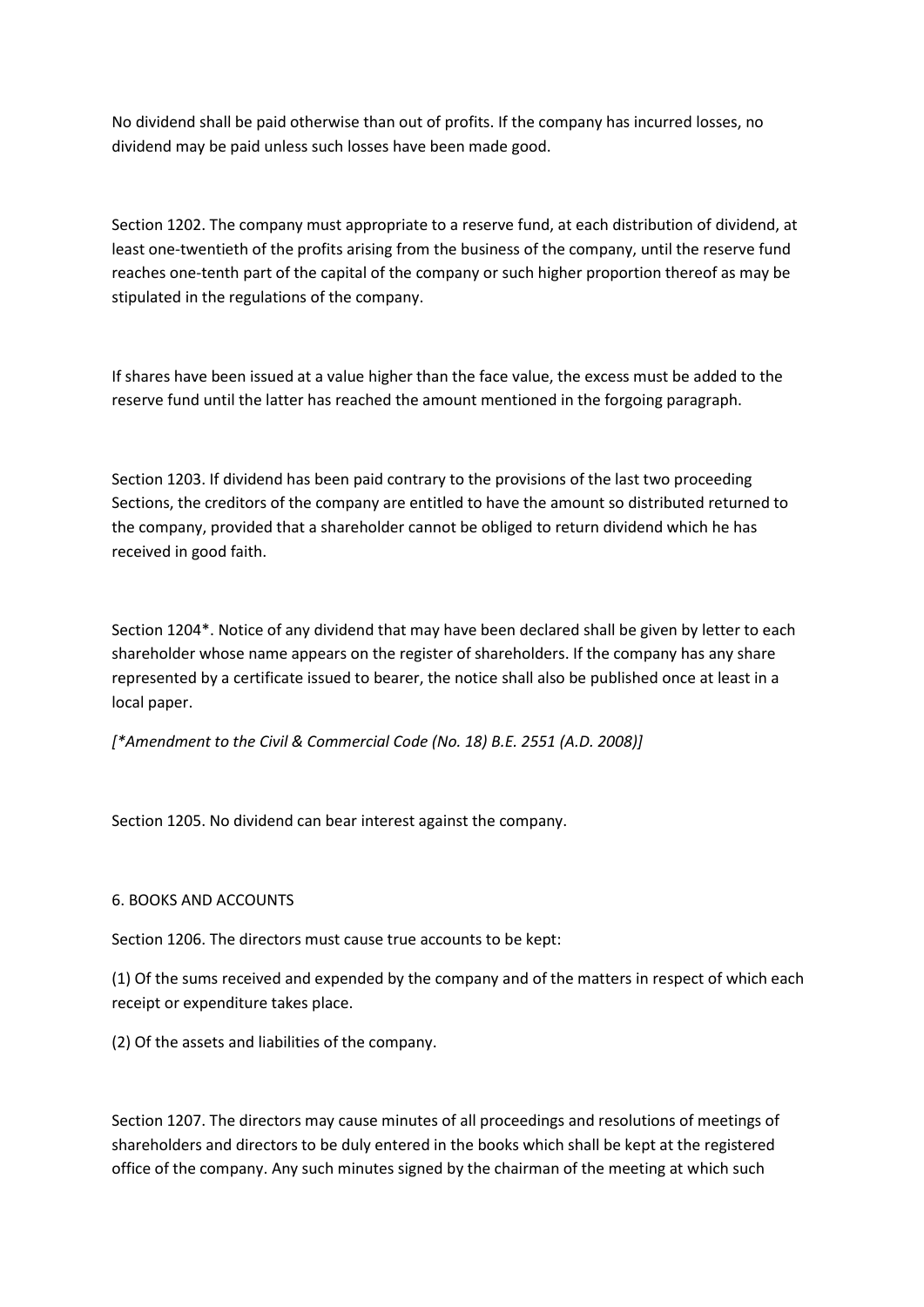No dividend shall be paid otherwise than out of profits. If the company has incurred losses, no dividend may be paid unless such losses have been made good.

Section 1202. The company must appropriate to a reserve fund, at each distribution of dividend, at least one-twentieth of the profits arising from the business of the company, until the reserve fund reaches one-tenth part of the capital of the company or such higher proportion thereof as may be stipulated in the regulations of the company.

If shares have been issued at a value higher than the face value, the excess must be added to the reserve fund until the latter has reached the amount mentioned in the forgoing paragraph.

Section 1203. If dividend has been paid contrary to the provisions of the last two proceeding Sections, the creditors of the company are entitled to have the amount so distributed returned to the company, provided that a shareholder cannot be obliged to return dividend which he has received in good faith.

Section 1204*. Notice of any dividend that may have been declared shall be given by letter to each shareholder whose name appears on the register of shareholders. If the company has any share represented by a certificate issued to bearer, the notice shall also be published once at least in a local paper.

*[*Amendment to the Civil & Commercial Code (No. 18) B.E. 2551 (A.D. 2008)]*

Section 1205. No dividend can bear interest against the company.

6. BOOKS AND ACCOUNTS

Section 1206. The directors must cause true accounts to be kept:

(1) Of the sums received and expended by the company and of the matters in respect of which each receipt or expenditure takes place.

(2) Of the assets and liabilities of the company.

Section 1207. The directors may cause minutes of all proceedings and resolutions of meetings of shareholders and directors to be duly entered in the books which shall be kept at the registered office of the company. Any such minutes signed by the chairman of the meeting at which such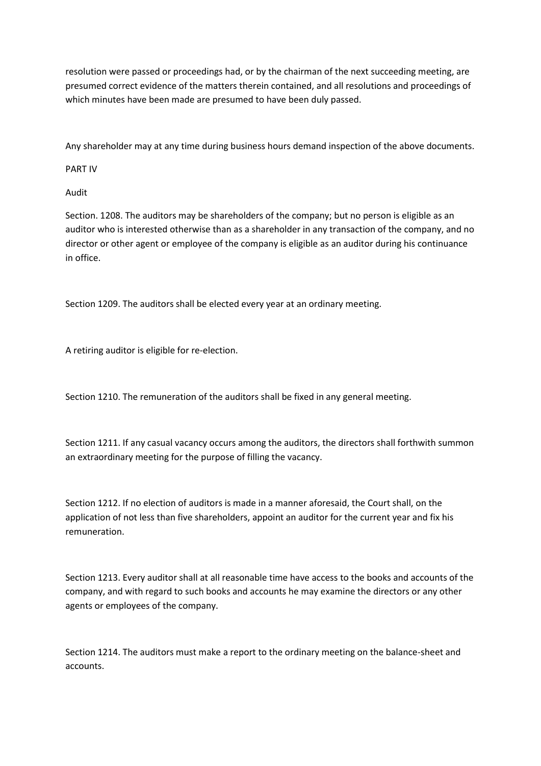resolution were passed or proceedings had, or by the chairman of the next succeeding meeting, are presumed correct evidence of the matters therein contained, and all resolutions and proceedings of which minutes have been made are presumed to have been duly passed.

Any shareholder may at any time during business hours demand inspection of the above documents.

PART IV

Audit

Section. 1208. The auditors may be shareholders of the company; but no person is eligible as an auditor who is interested otherwise than as a shareholder in any transaction of the company, and no director or other agent or employee of the company is eligible as an auditor during his continuance in office.

Section 1209. The auditors shall be elected every year at an ordinary meeting.

A retiring auditor is eligible for re-election.

Section 1210. The remuneration of the auditors shall be fixed in any general meeting.

Section 1211. If any casual vacancy occurs among the auditors, the directors shall forthwith summon an extraordinary meeting for the purpose of filling the vacancy.

Section 1212. If no election of auditors is made in a manner aforesaid, the Court shall, on the application of not less than five shareholders, appoint an auditor for the current year and fix his remuneration.

Section 1213. Every auditor shall at all reasonable time have access to the books and accounts of the company, and with regard to such books and accounts he may examine the directors or any other agents or employees of the company.

Section 1214. The auditors must make a report to the ordinary meeting on the balance-sheet and accounts.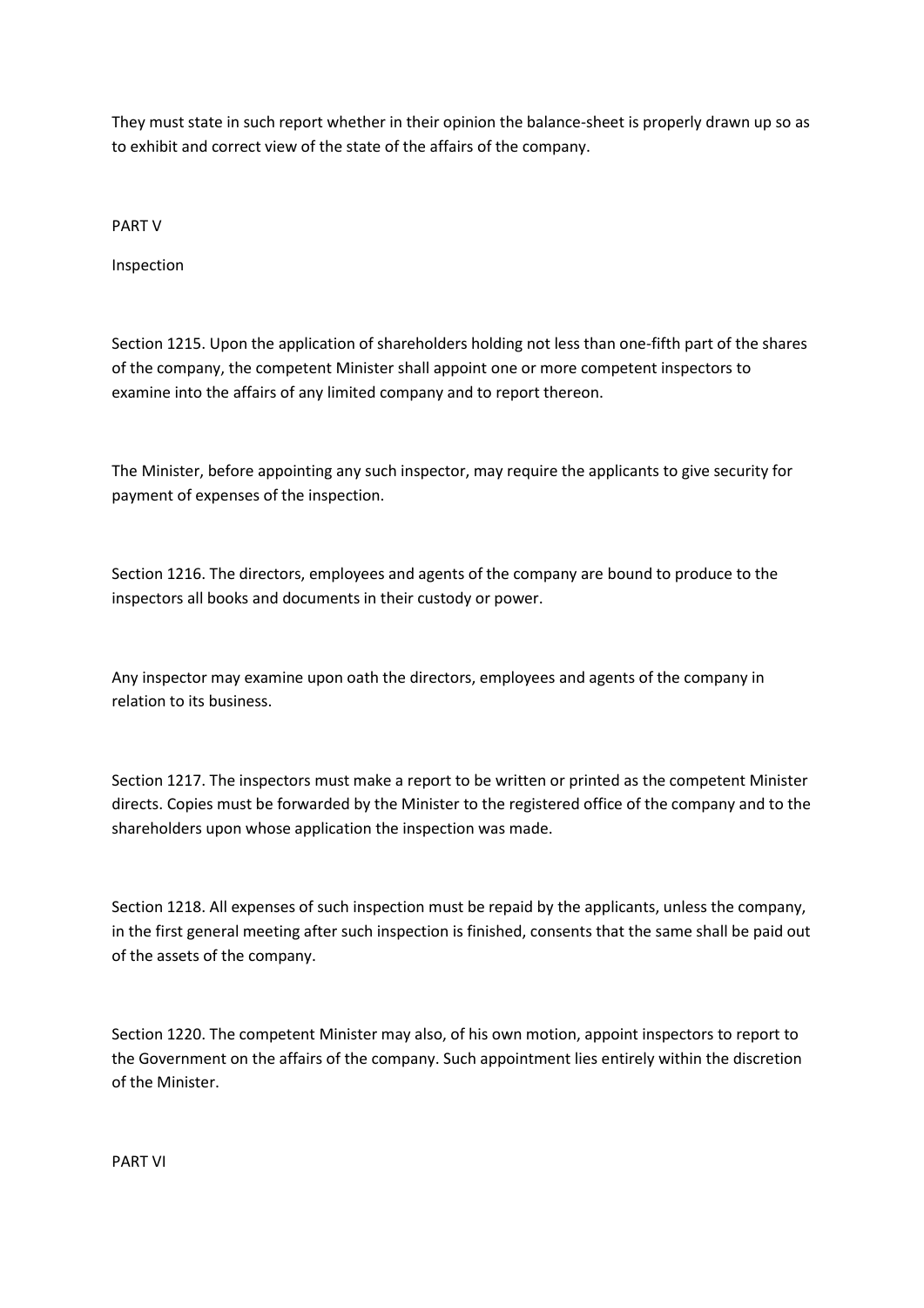They must state in such report whether in their opinion the balance-sheet is properly drawn up so as to exhibit and correct view of the state of the affairs of the company.

## PART V

## Inspection

Section 1215. Upon the application of shareholders holding not less than one-fifth part of the shares of the company, the competent Minister shall appoint one or more competent inspectors to examine into the affairs of any limited company and to report thereon.

The Minister, before appointing any such inspector, may require the applicants to give security for payment of expenses of the inspection.

Section 1216. The directors, employees and agents of the company are bound to produce to the inspectors all books and documents in their custody or power.

Any inspector may examine upon oath the directors, employees and agents of the company in relation to its business.

Section 1217. The inspectors must make a report to be written or printed as the competent Minister directs. Copies must be forwarded by the Minister to the registered office of the company and to the shareholders upon whose application the inspection was made.

Section 1218. All expenses of such inspection must be repaid by the applicants, unless the company, in the first general meeting after such inspection is finished, consents that the same shall be paid out of the assets of the company.

Section 1220. The competent Minister may also, of his own motion, appoint inspectors to report to the Government on the affairs of the company. Such appointment lies entirely within the discretion of the Minister.

## PART VI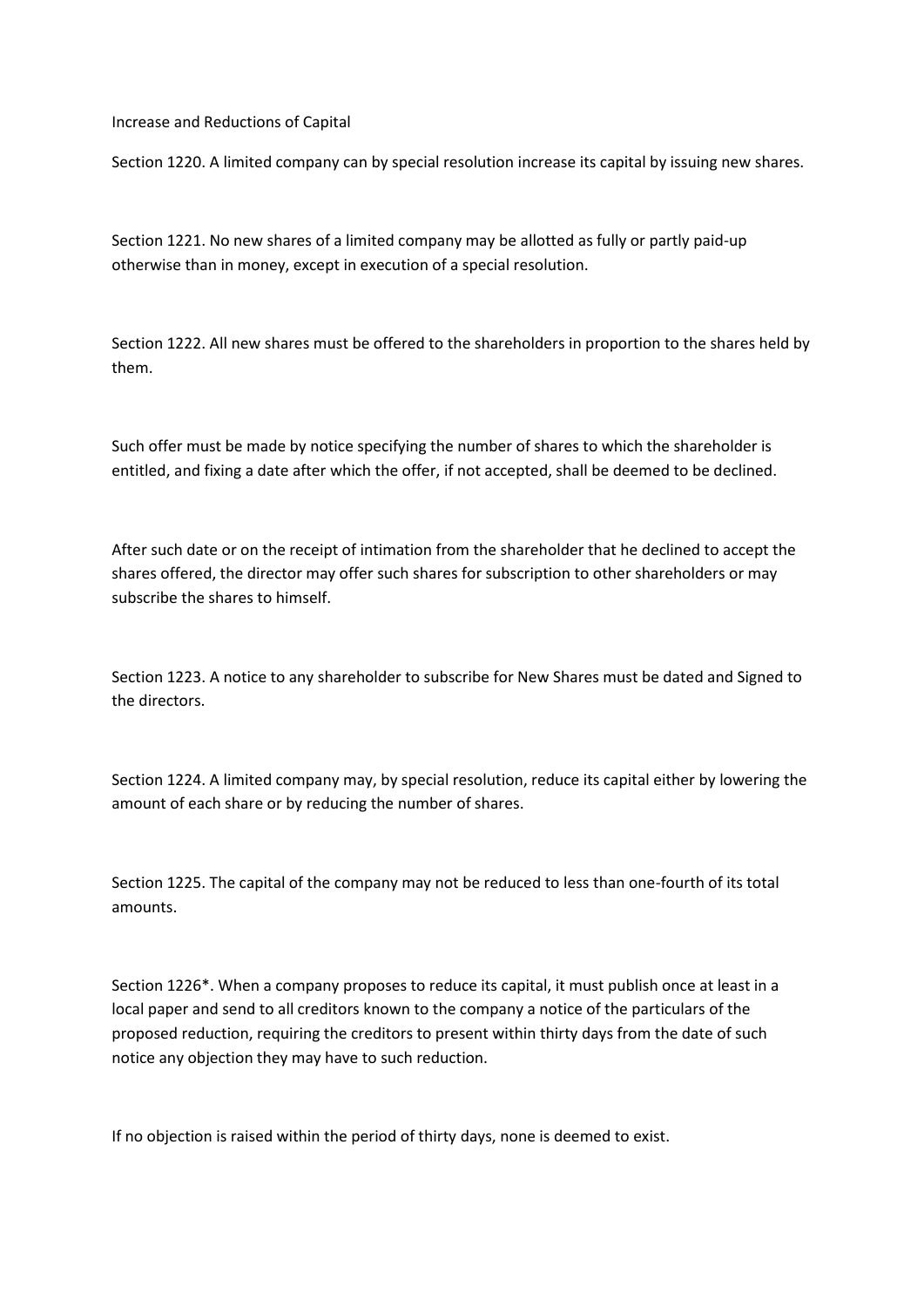Increase and Reductions of Capital

Section 1220. A limited company can by special resolution increase its capital by issuing new shares.

Section 1221. No new shares of a limited company may be allotted as fully or partly paid-up otherwise than in money, except in execution of a special resolution.

Section 1222. All new shares must be offered to the shareholders in proportion to the shares held by them.

Such offer must be made by notice specifying the number of shares to which the shareholder is entitled, and fixing a date after which the offer, if not accepted, shall be deemed to be declined.

After such date or on the receipt of intimation from the shareholder that he declined to accept the shares offered, the director may offer such shares for subscription to other shareholders or may subscribe the shares to himself.

Section 1223. A notice to any shareholder to subscribe for New Shares must be dated and Signed to the directors.

Section 1224. A limited company may, by special resolution, reduce its capital either by lowering the amount of each share or by reducing the number of shares.

Section 1225. The capital of the company may not be reduced to less than one-fourth of its total amounts.

Section 1226*. When a company proposes to reduce its capital, it must publish once at least in a local paper and send to all creditors known to the company a notice of the particulars of the proposed reduction, requiring the creditors to present within thirty days from the date of such notice any objection they may have to such reduction.

If no objection is raised within the period of thirty days, none is deemed to exist.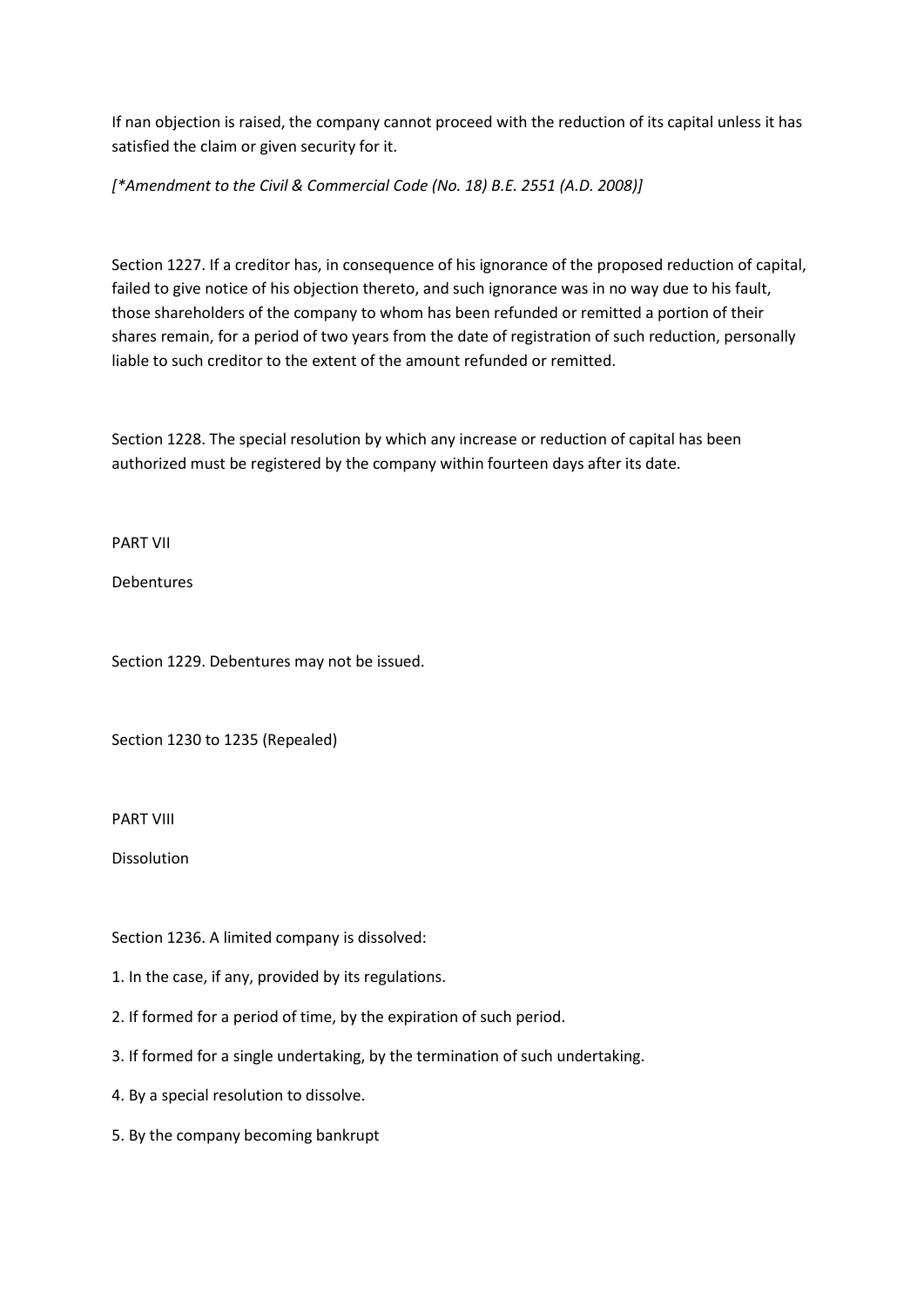If nan objection is raised, the company cannot proceed with the reduction of its capital unless it has satisfied the claim or given security for it.

*[*Amendment to the Civil & Commercial Code (No. 18) B.E. 2551 (A.D. 2008)]*

Section 1227. If a creditor has, in consequence of his ignorance of the proposed reduction of capital, failed to give notice of his objection thereto, and such ignorance was in no way due to his fault, those shareholders of the company to whom has been refunded or remitted a portion of their shares remain, for a period of two years from the date of registration of such reduction, personally liable to such creditor to the extent of the amount refunded or remitted.

Section 1228. The special resolution by which any increase or reduction of capital has been authorized must be registered by the company within fourteen days after its date.

PART VII

Debentures

Section 1229. Debentures may not be issued.

Section 1230 to 1235 (Repealed)

PART VIII

Dissolution

Section 1236. A limited company is dissolved:

1. In the case, if any, provided by its regulations.
2. If formed for a period of time, by the expiration of such period.
3. If formed for a single undertaking, by the termination of such undertaking.
4. By a special resolution to dissolve.
5. By the company becoming bankrupt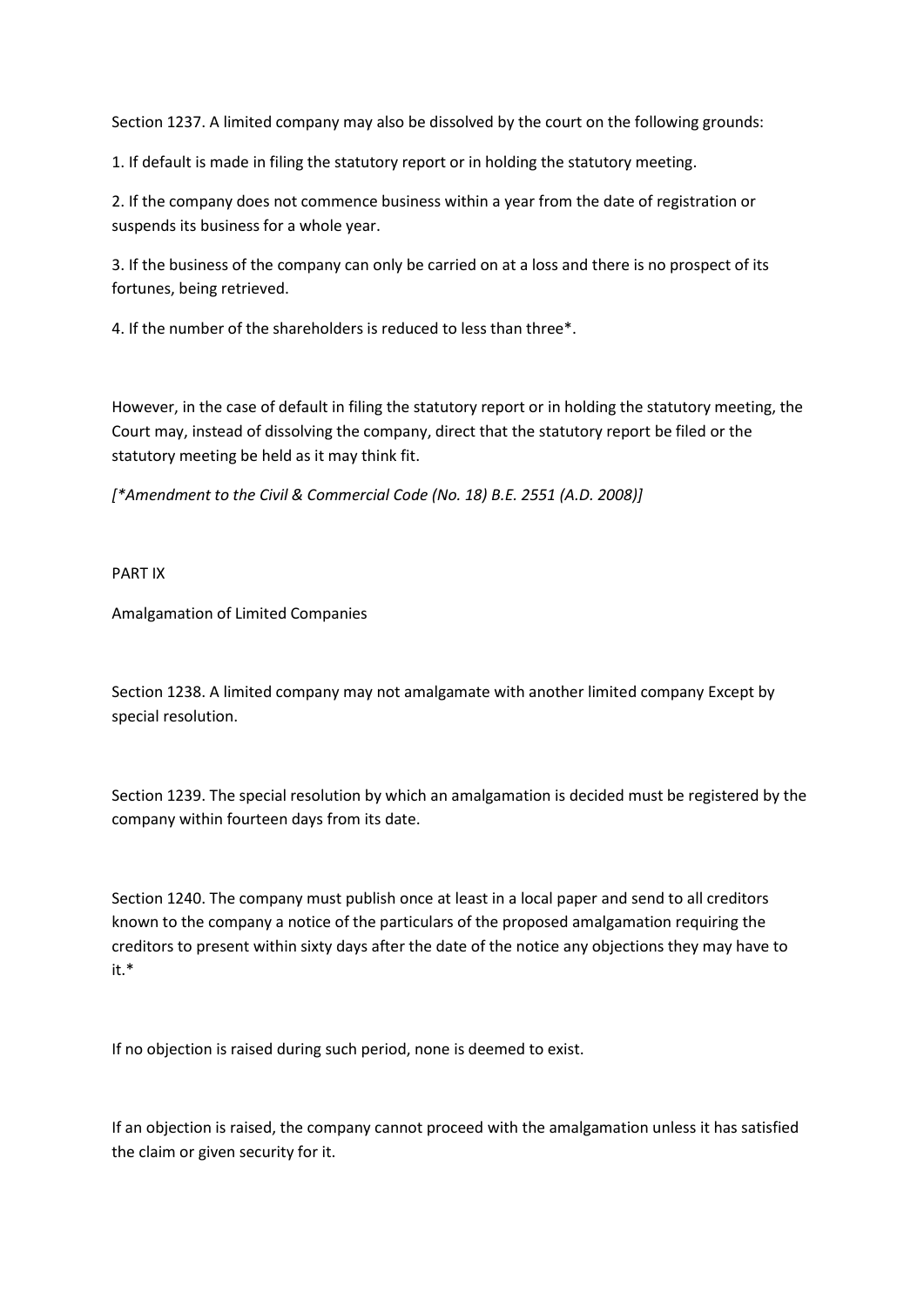Section 1237. A limited company may also be dissolved by the court on the following grounds:

1. If default is made in filing the statutory report or in holding the statutory meeting.

2. If the company does not commence business within a year from the date of registration or suspends its business for a whole year.

3. If the business of the company can only be carried on at a loss and there is no prospect of its fortunes, being retrieved.

4. If the number of the shareholders is reduced to less than three*.

However, in the case of default in filing the statutory report or in holding the statutory meeting, the Court may, instead of dissolving the company, direct that the statutory report be filed or the statutory meeting be held as it may think fit.

*[*Amendment to the Civil & Commercial Code (No. 18) B.E. 2551 (A.D. 2008)]*

PART IX

Amalgamation of Limited Companies

Section 1238. A limited company may not amalgamate with another limited company Except by special resolution.

Section 1239. The special resolution by which an amalgamation is decided must be registered by the company within fourteen days from its date.

Section 1240. The company must publish once at least in a local paper and send to all creditors known to the company a notice of the particulars of the proposed amalgamation requiring the creditors to present within sixty days after the date of the notice any objections they may have to it.*

If no objection is raised during such period, none is deemed to exist.

If an objection is raised, the company cannot proceed with the amalgamation unless it has satisfied the claim or given security for it.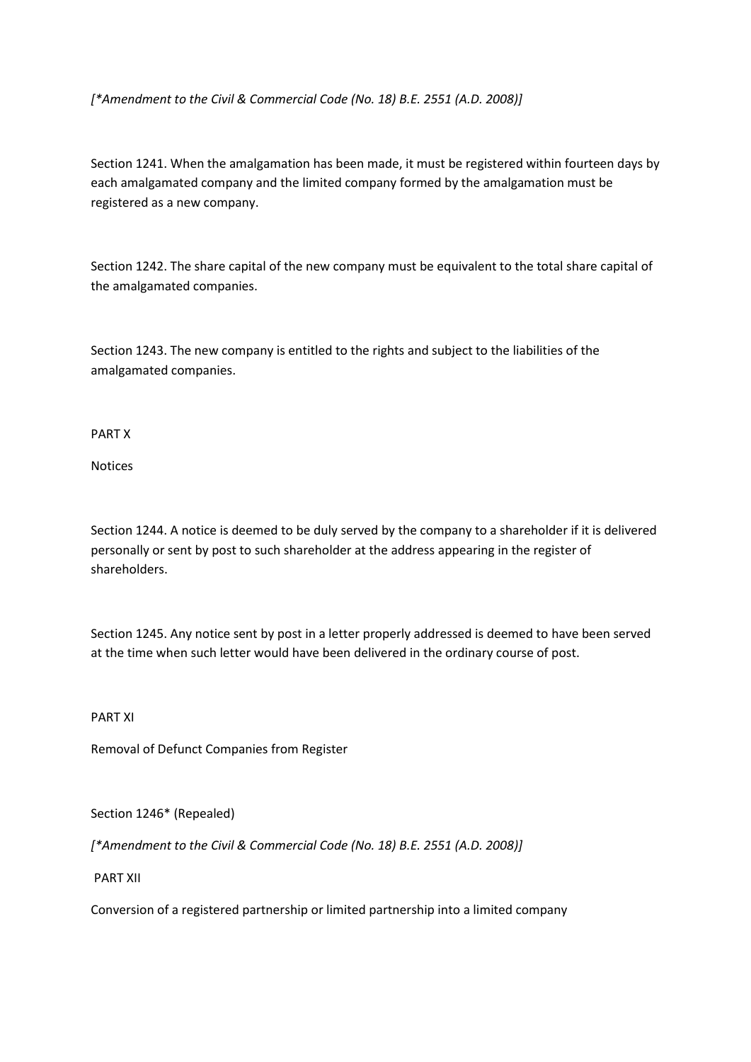*[*Amendment to the Civil & Commercial Code (No. 18) B.E. 2551 (A.D. 2008)]*

Section 1241. When the amalgamation has been made, it must be registered within fourteen days by each amalgamated company and the limited company formed by the amalgamation must be registered as a new company.

Section 1242. The share capital of the new company must be equivalent to the total share capital of the amalgamated companies.

Section 1243. The new company is entitled to the rights and subject to the liabilities of the amalgamated companies.

## PART X

## Notices

Section 1244. A notice is deemed to be duly served by the company to a shareholder if it is delivered personally or sent by post to such shareholder at the address appearing in the register of shareholders.

Section 1245. Any notice sent by post in a letter properly addressed is deemed to have been served at the time when such letter would have been delivered in the ordinary course of post.

## PART XI

## Removal of Defunct Companies from Register

Section 1246* (Repealed)

*[*Amendment to the Civil & Commercial Code (No. 18) B.E. 2551 (A.D. 2008)]*

## PART XII

## Conversion of a registered partnership or limited partnership into a limited company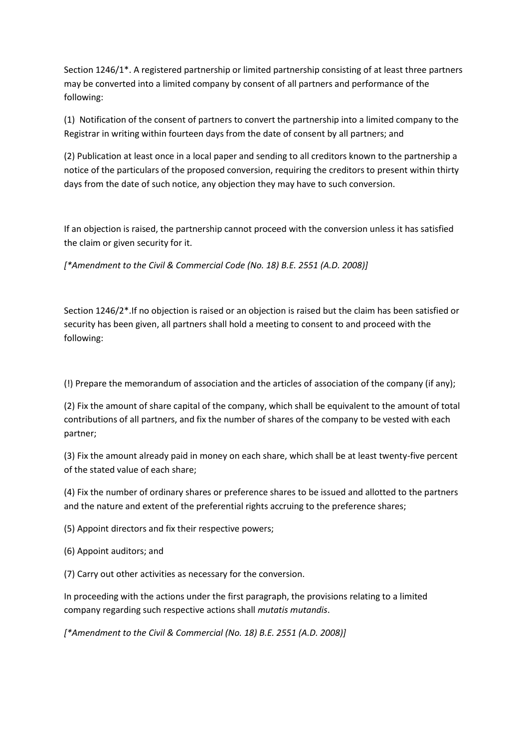Section 1246/1*. A registered partnership or limited partnership consisting of at least three partners may be converted into a limited company by consent of all partners and performance of the following:

(1) Notification of the consent of partners to convert the partnership into a limited company to the Registrar in writing within fourteen days from the date of consent by all partners; and

(2) Publication at least once in a local paper and sending to all creditors known to the partnership a notice of the particulars of the proposed conversion, requiring the creditors to present within thirty days from the date of such notice, any objection they may have to such conversion.

If an objection is raised, the partnership cannot proceed with the conversion unless it has satisfied the claim or given security for it.

*[*Amendment to the Civil & Commercial Code (No. 18) B.E. 2551 (A.D. 2008)]*

Section 1246/2*.If no objection is raised or an objection is raised but the claim has been satisfied or security has been given, all partners shall hold a meeting to consent to and proceed with the following:

(!) Prepare the memorandum of association and the articles of association of the company (if any);

(2) Fix the amount of share capital of the company, which shall be equivalent to the amount of total contributions of all partners, and fix the number of shares of the company to be vested with each partner;

(3) Fix the amount already paid in money on each share, which shall be at least twenty-five percent of the stated value of each share;

(4) Fix the number of ordinary shares or preference shares to be issued and allotted to the partners and the nature and extent of the preferential rights accruing to the preference shares;

(5) Appoint directors and fix their respective powers;

(6) Appoint auditors; and

(7) Carry out other activities as necessary for the conversion.

In proceeding with the actions under the first paragraph, the provisions relating to a limited company regarding such respective actions shall *mutatis mutandis*.

*[*Amendment to the Civil & Commercial (No. 18) B.E. 2551 (A.D. 2008)]*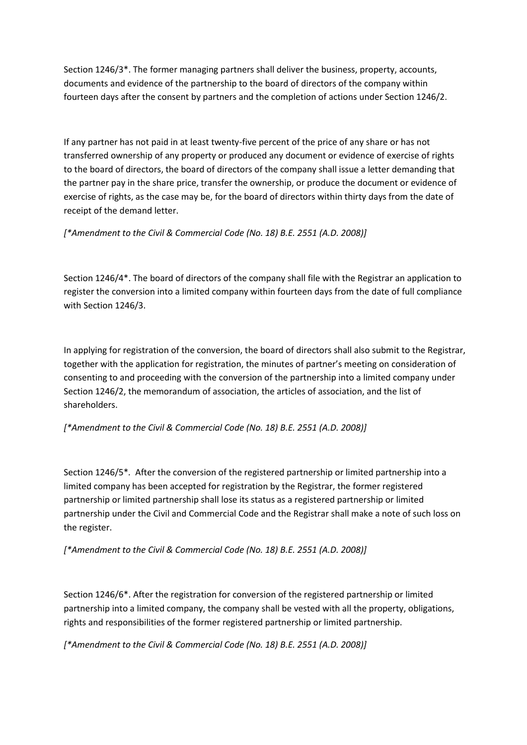Section 1246/3*. The former managing partners shall deliver the business, property, accounts, documents and evidence of the partnership to the board of directors of the company within fourteen days after the consent by partners and the completion of actions under Section 1246/2.

If any partner has not paid in at least twenty-five percent of the price of any share or has not transferred ownership of any property or produced any document or evidence of exercise of rights to the board of directors, the board of directors of the company shall issue a letter demanding that the partner pay in the share price, transfer the ownership, or produce the document or evidence of exercise of rights, as the case may be, for the board of directors within thirty days from the date of receipt of the demand letter.

*[*Amendment to the Civil & Commercial Code (No. 18) B.E. 2551 (A.D. 2008)]*

Section 1246/4*. The board of directors of the company shall file with the Registrar an application to register the conversion into a limited company within fourteen days from the date of full compliance with Section 1246/3.

In applying for registration of the conversion, the board of directors shall also submit to the Registrar, together with the application for registration, the minutes of partner's meeting on consideration of consenting to and proceeding with the conversion of the partnership into a limited company under Section 1246/2, the memorandum of association, the articles of association, and the list of shareholders.

*[*Amendment to the Civil & Commercial Code (No. 18) B.E. 2551 (A.D. 2008)]*

Section 1246/5*. After the conversion of the registered partnership or limited partnership into a limited company has been accepted for registration by the Registrar, the former registered partnership or limited partnership shall lose its status as a registered partnership or limited partnership under the Civil and Commercial Code and the Registrar shall make a note of such loss on the register.

*[*Amendment to the Civil & Commercial Code (No. 18) B.E. 2551 (A.D. 2008)]*

Section 1246/6*. After the registration for conversion of the registered partnership or limited partnership into a limited company, the company shall be vested with all the property, obligations, rights and responsibilities of the former registered partnership or limited partnership.

*[*Amendment to the Civil & Commercial Code (No. 18) B.E. 2551 (A.D. 2008)]*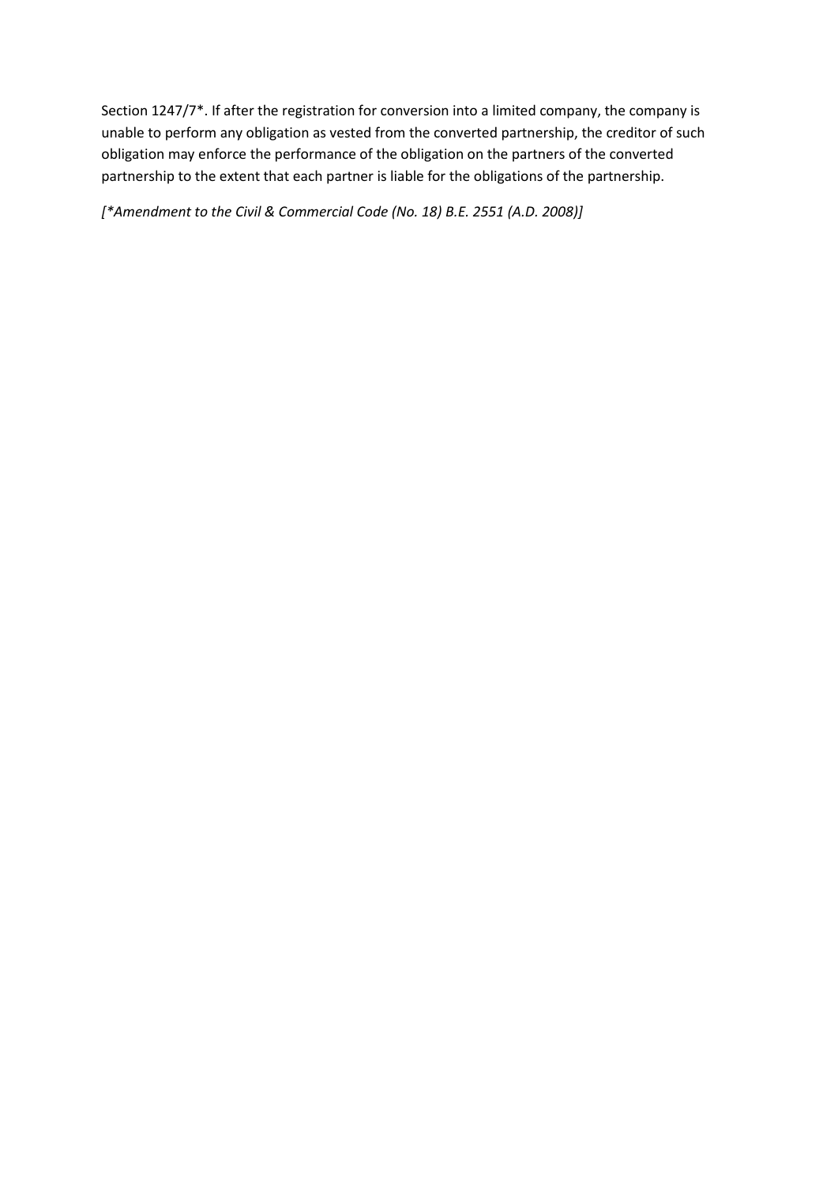Section 1247/7*. If after the registration for conversion into a limited company, the company is unable to perform any obligation as vested from the converted partnership, the creditor of such obligation may enforce the performance of the obligation on the partners of the converted partnership to the extent that each partner is liable for the obligations of the partnership.

*[*Amendment to the Civil & Commercial Code (No. 18) B.E. 2551 (A.D. 2008)]*